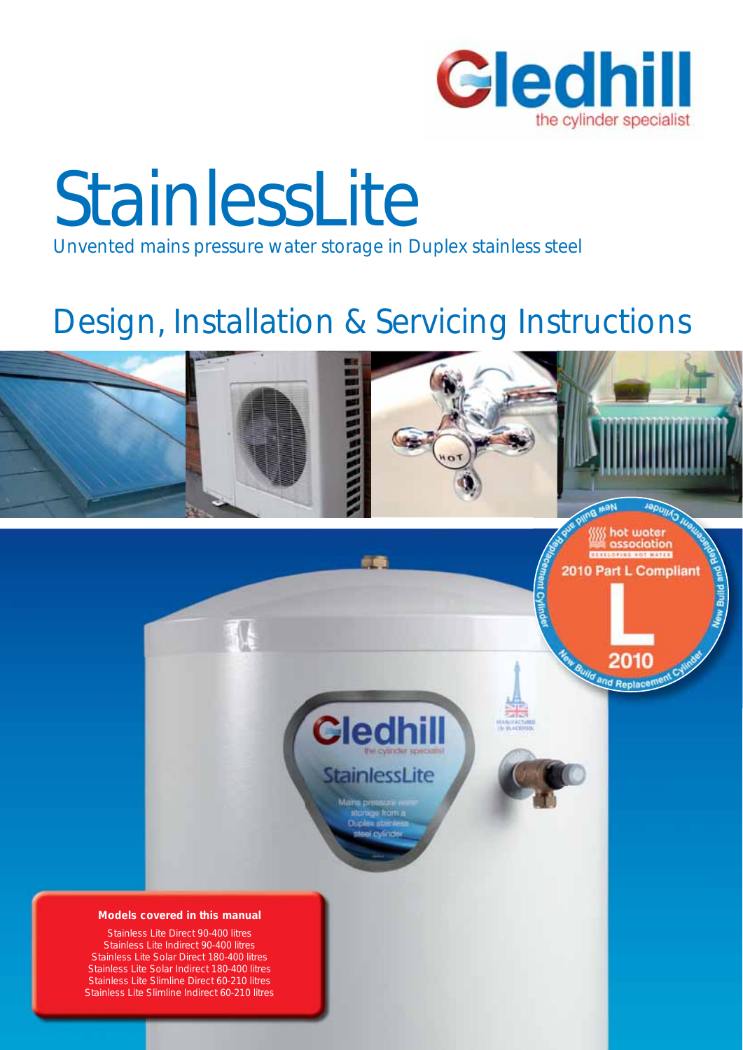Gledhill

the cylinder specialist

# StainlessLite

Unvented mains pressure water storage in Duplex stainless steel

## Design, Installation & Servicing Instructions

hot water association

2010 Part L Compliant

New Build and Replacement Cylinder

**Models covered in this manual**

Stainless Lite Direct 90-400 litres
Stainless Lite Indirect 90-400 litres
Stainless Lite Solar Direct 180-400 litres
Stainless Lite Solar Indirect 180-400 litres
Stainless Lite Slimline Direct 60-210 litres
Stainless Lite Slimline Indirect 60-210 litres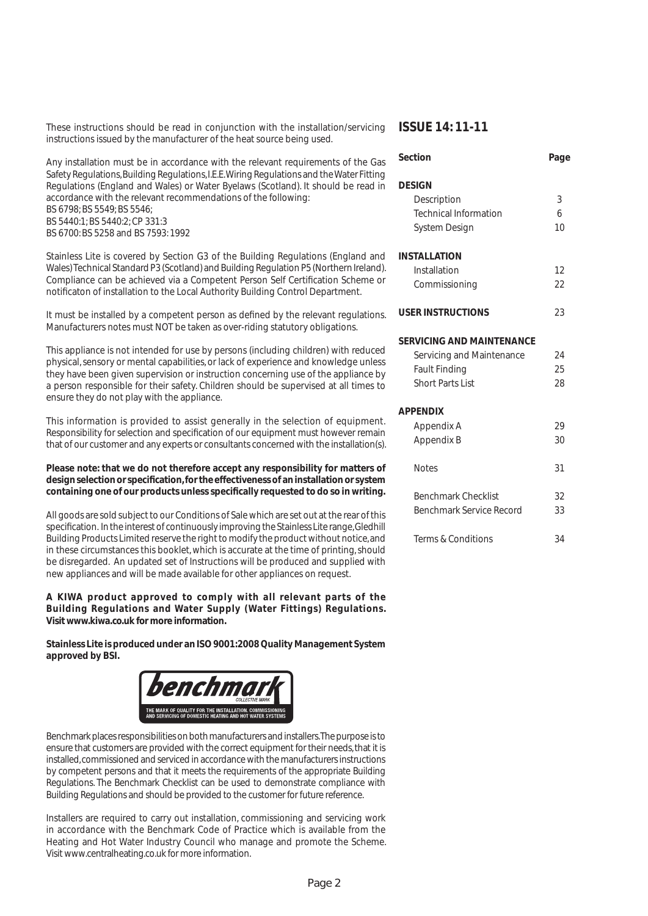These instructions should be read in conjunction with the installation/servicing instructions issued by the manufacturer of the heat source being used.

Any installation must be in accordance with the relevant requirements of the Gas Safety Regulations, Building Regulations, I.E.E. Wiring Regulations and the Water Fitting Regulations (England and Wales) or Water Byelaws (Scotland). It should be read in accordance with the relevant recommendations of the following:
BS 6798; BS 5549; BS 5546;
BS 5440:1; BS 5440:2; CP 331:3
BS 6700: BS 5258 and BS 7593: 1992

Stainless Lite is covered by Section G3 of the Building Regulations (England and Wales) Technical Standard P3 (Scotland) and Building Regulation P5 (Northern Ireland). Compliance can be achieved via a Competent Person Self Certification Scheme or notificaton of installation to the Local Authority Building Control Department.

It must be installed by a competent person as defined by the relevant regulations. Manufacturers notes must NOT be taken as over-riding statutory obligations.

This appliance is not intended for use by persons (including children) with reduced physical, sensory or mental capabilities, or lack of experience and knowledge unless they have been given supervision or instruction concerning use of the appliance by a person responsible for their safety. Children should be supervised at all times to ensure they do not play with the appliance.

This information is provided to assist generally in the selection of equipment. Responsibility for selection and specification of our equipment must however remain that of our customer and any experts or consultants concerned with the installation(s).

**Please note: that we do not therefore accept any responsibility for matters of design selection or specification, for the effectiveness of an installation or system containing one of our products unless specifically requested to do so in writing.**

All goods are sold subject to our Conditions of Sale which are set out at the rear of this specification. In the interest of continuously improving the Stainless Lite range, Gledhill Building Products Limited reserve the right to modify the product without notice, and in these circumstances this booklet, which is accurate at the time of printing, should be disregarded. An updated set of Instructions will be produced and supplied with new appliances and will be made available for other appliances on request.

**A KIWA product approved to comply with all relevant parts of the Building Regulations and Water Supply (Water Fittings) Regulations. Visit www.kiwa.co.uk for more information.**

**Stainless Lite is produced under an ISO 9001:2008 Quality Management System approved by BSI.**

benchmark COLLECTIVE MARK
THE MARK OF QUALITY FOR THE INSTALLATION, COMMISSIONING AND SERVICING OF DOMESTIC HEATING AND HOT WATER SYSTEMS

Benchmark places responsibilities on both manufacturers and installers. The purpose is to ensure that customers are provided with the correct equipment for their needs, that it is installed, commissioned and serviced in accordance with the manufacturers instructions by competent persons and that it meets the requirements of the appropriate Building Regulations. The Benchmark Checklist can be used to demonstrate compliance with Building Regulations and should be provided to the customer for future reference.

Installers are required to carry out installation, commissioning and servicing work in accordance with the Benchmark Code of Practice which is available from the Heating and Hot Water Industry Council who manage and promote the Scheme. Visit www.centralheating.co.uk for more information.

## ISSUE 14: 11-11

| Section | Page |
|---|---|
| **DESIGN** | |
| Description | 3 |
| Technical Information | 6 |
| System Design | 10 |
| **INSTALLATION** | |
| Installation | 12 |
| Commissioning | 22 |
| **USER INSTRUCTIONS** | 23 |
| **SERVICING AND MAINTENANCE** | |
| Servicing and Maintenance | 24 |
| Fault Finding | 25 |
| Short Parts List | 28 |
| **APPENDIX** | |
| Appendix A | 29 |
| Appendix B | 30 |
| Notes | 31 |
| Benchmark Checklist | 32 |
| Benchmark Service Record | 33 |
| Terms & Conditions | 34 |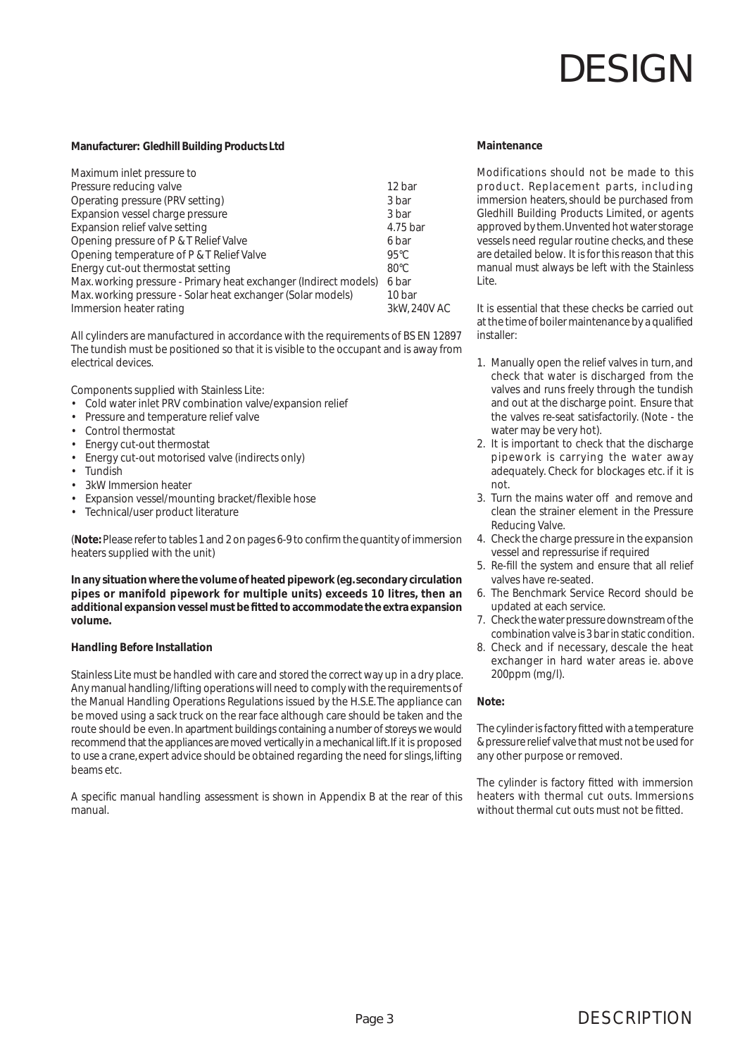# DESIGN

**Manufacturer: Gledhill Building Products Ltd**

| | |
|---|---|
| Maximum inlet pressure to Pressure reducing valve | 12 bar |
| Operating pressure (PRV setting) | 3 bar |
| Expansion vessel charge pressure | 3 bar |
| Expansion relief valve setting | 4.75 bar |
| Opening pressure of P & T Relief Valve | 6 bar |
| Opening temperature of P & T Relief Valve | 95°C |
| Energy cut-out thermostat setting | 80°C |
| Max. working pressure - Primary heat exchanger (Indirect models) | 6 bar |
| Max. working pressure - Solar heat exchanger (Solar models) | 10 bar |
| Immersion heater rating | 3kW, 240V AC |

All cylinders are manufactured in accordance with the requirements of BS EN 12897 The tundish must be positioned so that it is visible to the occupant and is away from electrical devices.

Components supplied with Stainless Lite:

- Cold water inlet PRV combination valve/expansion relief
- Pressure and temperature relief valve
- Control thermostat
- Energy cut-out thermostat
- Energy cut-out motorised valve (indirects only)
- Tundish
- 3kW Immersion heater
- Expansion vessel/mounting bracket/flexible hose
- Technical/user product literature

(**Note:** Please refer to tables 1 and 2 on pages 6-9 to confirm the quantity of immersion heaters supplied with the unit)

**In any situation where the volume of heated pipework (eg. secondary circulation pipes or manifold pipework for multiple units) exceeds 10 litres, then an additional expansion vessel must be fitted to accommodate the extra expansion volume.**

**Handling Before Installation**

Stainless Lite must be handled with care and stored the correct way up in a dry place. Any manual handling/lifting operations will need to comply with the requirements of the Manual Handling Operations Regulations issued by the H.S.E. The appliance can be moved using a sack truck on the rear face although care should be taken and the route should be even. In apartment buildings containing a number of storeys we would recommend that the appliances are moved vertically in a mechanical lift. If it is proposed to use a crane, expert advice should be obtained regarding the need for slings, lifting beams etc.

A specific manual handling assessment is shown in Appendix B at the rear of this manual.

**Maintenance**

Modifications should not be made to this product. Replacement parts, including immersion heaters, should be purchased from Gledhill Building Products Limited, or agents approved by them. Unvented hot water storage vessels need regular routine checks, and these are detailed below. It is for this reason that this manual must always be left with the Stainless Lite.

It is essential that these checks be carried out at the time of boiler maintenance by a qualified installer:

1. Manually open the relief valves in turn, and check that water is discharged from the valves and runs freely through the tundish and out at the discharge point. Ensure that the valves re-seat satisfactorily. (Note - the water may be very hot).
2. It is important to check that the discharge pipework is carrying the water away adequately. Check for blockages etc. if it is not.
3. Turn the mains water off and remove and clean the strainer element in the Pressure Reducing Valve.
4. Check the charge pressure in the expansion vessel and repressurise if required
5. Re-fill the system and ensure that all relief valves have re-seated.
6. The Benchmark Service Record should be updated at each service.
7. Check the water pressure downstream of the combination valve is 3 bar in static condition.
8. Check and if necessary, descale the heat exchanger in hard water areas ie. above 200ppm (mg/l).

**Note:**

The cylinder is factory fitted with a temperature & pressure relief valve that must not be used for any other purpose or removed.

The cylinder is factory fitted with immersion heaters with thermal cut outs. Immersions without thermal cut outs must not be fitted.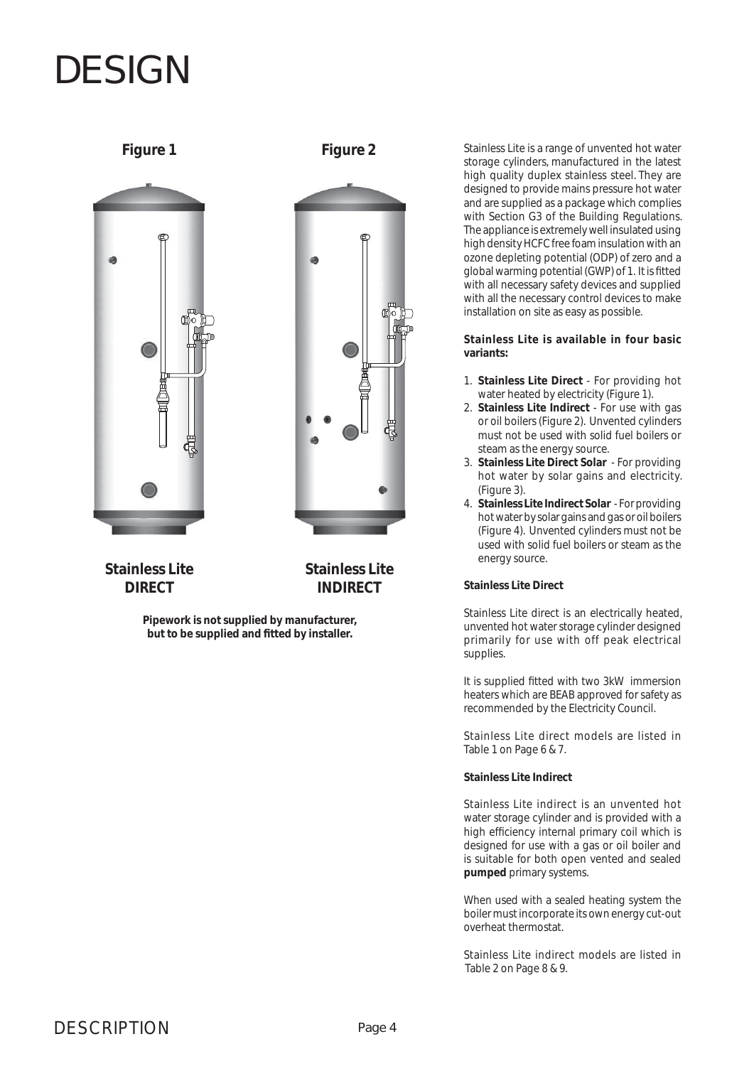# DESIGN

**Figure 1**

**Figure 2**

**Stainless Lite DIRECT**

**Stainless Lite INDIRECT**

**Pipework is not supplied by manufacturer, but to be supplied and fitted by installer.**

Stainless Lite is a range of unvented hot water storage cylinders, manufactured in the latest high quality duplex stainless steel. They are designed to provide mains pressure hot water and are supplied as a package which complies with Section G3 of the Building Regulations. The appliance is extremely well insulated using high density HCFC free foam insulation with an ozone depleting potential (ODP) of zero and a global warming potential (GWP) of 1. It is fitted with all necessary safety devices and supplied with all the necessary control devices to make installation on site as easy as possible.

**Stainless Lite is available in four basic variants:**

1. **Stainless Lite Direct** - For providing hot water heated by electricity (Figure 1).
2. **Stainless Lite Indirect** - For use with gas or oil boilers (Figure 2). Unvented cylinders must not be used with solid fuel boilers or steam as the energy source.
3. **Stainless Lite Direct Solar** - For providing hot water by solar gains and electricity. (Figure 3).
4. **Stainless Lite Indirect Solar** - For providing hot water by solar gains and gas or oil boilers (Figure 4). Unvented cylinders must not be used with solid fuel boilers or steam as the energy source.

**Stainless Lite Direct**

Stainless Lite direct is an electrically heated, unvented hot water storage cylinder designed primarily for use with off peak electrical supplies.

It is supplied fitted with two 3kW immersion heaters which are BEAB approved for safety as recommended by the Electricity Council.

Stainless Lite direct models are listed in Table 1 on Page 6 & 7.

**Stainless Lite Indirect**

Stainless Lite indirect is an unvented hot water storage cylinder and is provided with a high efficiency internal primary coil which is designed for use with a gas or oil boiler and is suitable for both open vented and sealed **pumped** primary systems.

When used with a sealed heating system the boiler must incorporate its own energy cut-out overheat thermostat.

Stainless Lite indirect models are listed in Table 2 on Page 8 & 9.

DESCRIPTION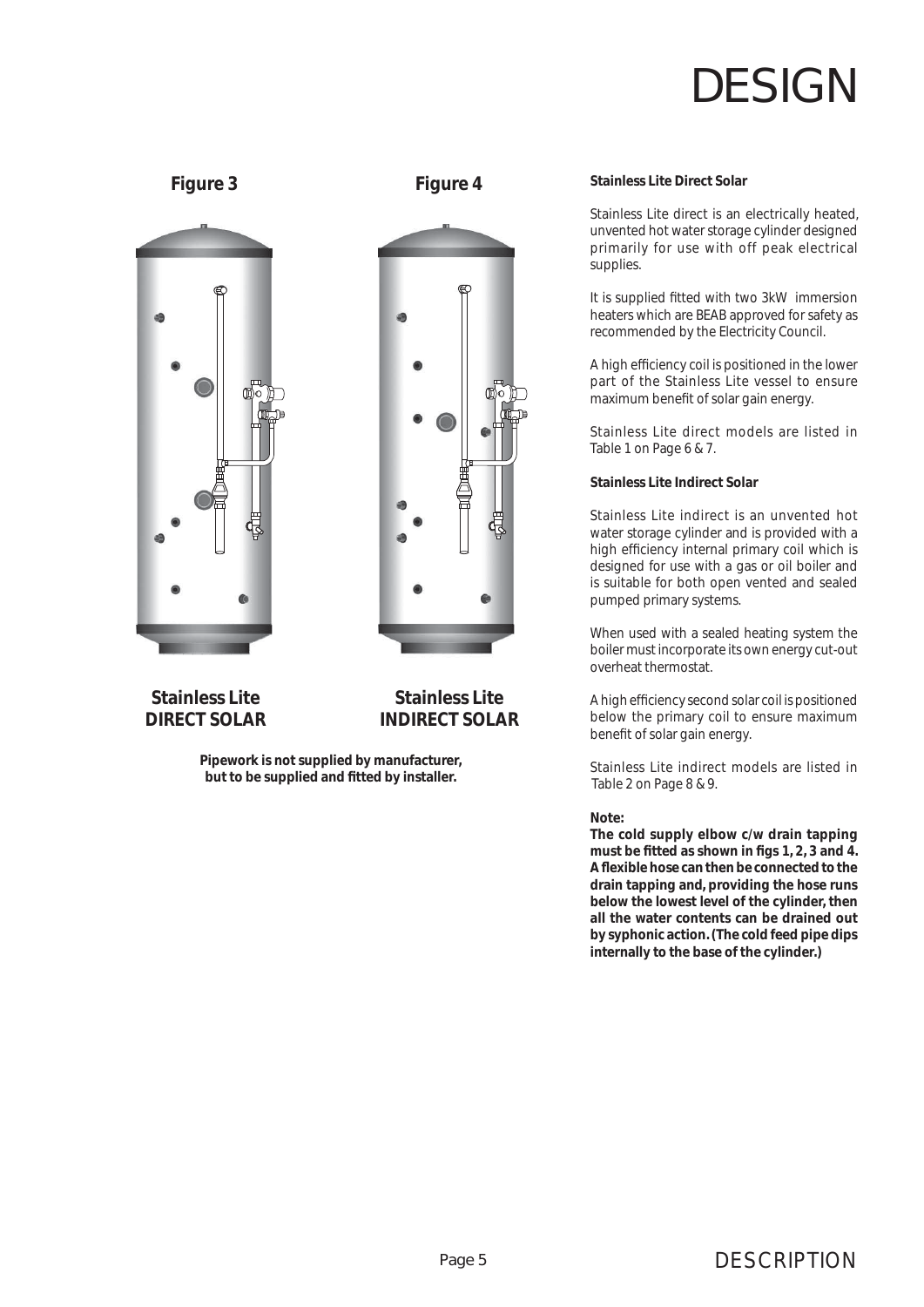# DESIGN

**Figure 3**

**Stainless Lite DIRECT SOLAR**

**Figure 4**

**Stainless Lite INDIRECT SOLAR**

**Pipework is not supplied by manufacturer, but to be supplied and fitted by installer.**

**Stainless Lite Direct Solar**

Stainless Lite direct is an electrically heated, unvented hot water storage cylinder designed primarily for use with off peak electrical supplies.

It is supplied fitted with two 3kW immersion heaters which are BEAB approved for safety as recommended by the Electricity Council.

A high efficiency coil is positioned in the lower part of the Stainless Lite vessel to ensure maximum benefit of solar gain energy.

Stainless Lite direct models are listed in Table 1 on Page 6 & 7.

**Stainless Lite Indirect Solar**

Stainless Lite indirect is an unvented hot water storage cylinder and is provided with a high efficiency internal primary coil which is designed for use with a gas or oil boiler and is suitable for both open vented and sealed pumped primary systems.

When used with a sealed heating system the boiler must incorporate its own energy cut-out overheat thermostat.

A high efficiency second solar coil is positioned below the primary coil to ensure maximum benefit of solar gain energy.

Stainless Lite indirect models are listed in Table 2 on Page 8 & 9.

**Note:**
**The cold supply elbow c/w drain tapping must be fitted as shown in figs 1, 2, 3 and 4. A flexible hose can then be connected to the drain tapping and, providing the hose runs below the lowest level of the cylinder, then all the water contents can be drained out by syphonic action. (The cold feed pipe dips internally to the base of the cylinder.)**

DESCRIPTION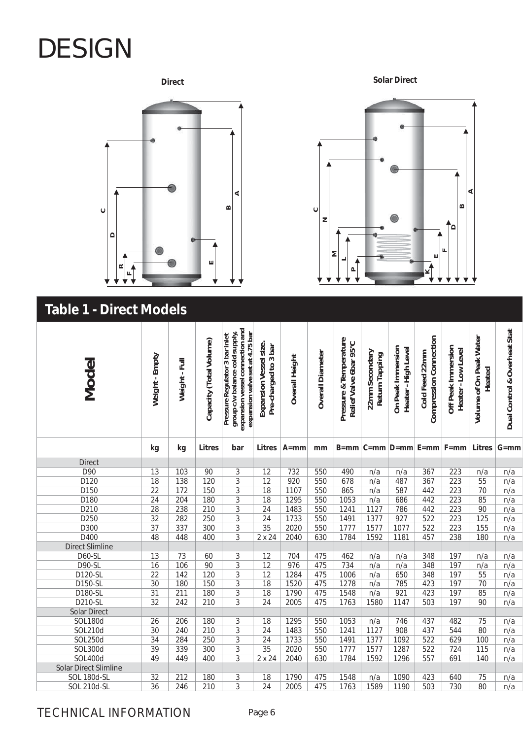# DESIGN

**Direct**

**Solar Direct**

## Table 1 - Direct Models

| Model | Weight - Empty | Weight - Full | Capacity (Total Volume) | Pressure Regulator 3 bar inlet group c/w balance cold supply, expansion vessel connection and expansion valve set at 4.75 bar | Expansion Vessel size. Pre-charged to 3 bar | Overall Height | Overall Diameter | Pressure & Temperature Relief Valve 6bar 95°C | 22mm Secondary Return Tapping | On Peak Immersion Heater - High Level | Cold Feed 22mm Compression Connection | Off Peak Immersion Heater - Low Level | Volume of On Peak Water Heated | Dual Control & Overheat Stat |
|---|---|---|---|---|---|---|---|---|---|---|---|---|---|---|
| | kg | kg | Litres | bar | Litres | A=mm | mm | B=mm | C=mm | D=mm | E=mm | F=mm | Litres | G=mm |
| Direct | | | | | | | | | | | | | | |
| D90 | 13 | 103 | 90 | 3 | 12 | 732 | 550 | 490 | n/a | n/a | 367 | 223 | n/a | n/a |
| D120 | 18 | 138 | 120 | 3 | 12 | 920 | 550 | 678 | n/a | 487 | 367 | 223 | 55 | n/a |
| D150 | 22 | 172 | 150 | 3 | 18 | 1107 | 550 | 865 | n/a | 587 | 442 | 223 | 70 | n/a |
| D180 | 24 | 204 | 180 | 3 | 18 | 1295 | 550 | 1053 | n/a | 686 | 442 | 223 | 85 | n/a |
| D210 | 28 | 238 | 210 | 3 | 24 | 1483 | 550 | 1241 | 1127 | 786 | 442 | 223 | 90 | n/a |
| D250 | 32 | 282 | 250 | 3 | 24 | 1733 | 550 | 1491 | 1377 | 927 | 522 | 223 | 125 | n/a |
| D300 | 37 | 337 | 300 | 3 | 35 | 2020 | 550 | 1777 | 1577 | 1077 | 522 | 223 | 155 | n/a |
| D400 | 48 | 448 | 400 | 3 | 2 x 24 | 2040 | 630 | 1784 | 1592 | 1181 | 457 | 238 | 180 | n/a |
| Direct Slimline | | | | | | | | | | | | | | |
| D60-SL | 13 | 73 | 60 | 3 | 12 | 704 | 475 | 462 | n/a | n/a | 348 | 197 | n/a | n/a |
| D90-SL | 16 | 106 | 90 | 3 | 12 | 976 | 475 | 734 | n/a | n/a | 348 | 197 | n/a | n/a |
| D120-SL | 22 | 142 | 120 | 3 | 12 | 1284 | 475 | 1006 | n/a | 650 | 348 | 197 | 55 | n/a |
| D150-SL | 30 | 180 | 150 | 3 | 18 | 1520 | 475 | 1278 | n/a | 785 | 423 | 197 | 70 | n/a |
| D180-SL | 31 | 211 | 180 | 3 | 18 | 1790 | 475 | 1548 | n/a | 921 | 423 | 197 | 85 | n/a |
| D210-SL | 32 | 242 | 210 | 3 | 24 | 2005 | 475 | 1763 | 1580 | 1147 | 503 | 197 | 90 | n/a |
| Solar Direct | | | | | | | | | | | | | | |
| SOL180d | 26 | 206 | 180 | 3 | 18 | 1295 | 550 | 1053 | n/a | 746 | 437 | 482 | 75 | n/a |
| SOL210d | 30 | 240 | 210 | 3 | 24 | 1483 | 550 | 1241 | 1127 | 908 | 437 | 544 | 80 | n/a |
| SOL250d | 34 | 284 | 250 | 3 | 24 | 1733 | 550 | 1491 | 1377 | 1092 | 522 | 629 | 100 | n/a |
| SOL300d | 39 | 339 | 300 | 3 | 35 | 2020 | 550 | 1777 | 1577 | 1287 | 522 | 724 | 115 | n/a |
| SOL400d | 49 | 449 | 400 | 3 | 2 x 24 | 2040 | 630 | 1784 | 1592 | 1296 | 557 | 691 | 140 | n/a |
| Solar Direct Slimline | | | | | | | | | | | | | | |
| SOL 180d-SL | 32 | 212 | 180 | 3 | 18 | 1790 | 475 | 1548 | n/a | 1090 | 423 | 640 | 75 | n/a |
| SOL 210d-SL | 36 | 246 | 210 | 3 | 24 | 2005 | 475 | 1763 | 1589 | 1190 | 503 | 730 | 80 | n/a |

TECHNICAL INFORMATION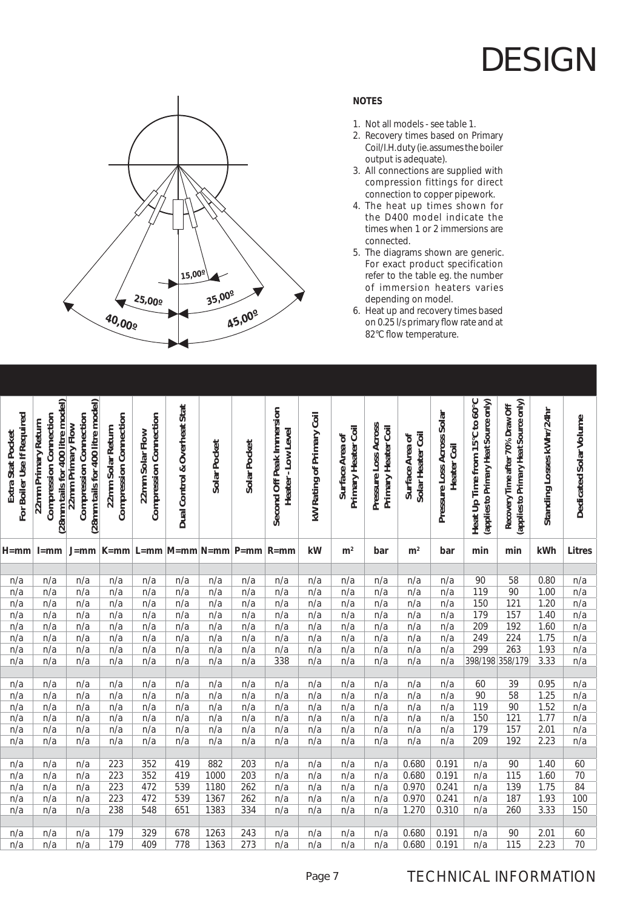# DESIGN

25,00º

40,00º

15,00º

35,00º

45,00º

**NOTES**

1. Not all models - see table 1.
2. Recovery times based on Primary Coil/I.H. duty (ie. assumes the boiler output is adequate).
3. All connections are supplied with compression fittings for direct connection to copper pipework.
4. The heat up times shown for the D400 model indicate the times when 1 or 2 immersions are connected.
5. The diagrams shown are generic. For exact product specification refer to the table eg. the number of immersion heaters varies depending on model.
6. Heat up and recovery times based on 0.25 l/s primary flow rate and at 82°C flow temperature.

| Extra Stat Pocket For Boiler Use If Required | 22mm Primary Return Compression Connection (28mm tails for 400 litre model) | 22mm Primary Flow Compression Connection (28mm tails for 400 litre model) | 22mm Solar Return Compression Connection | 22mm Solar Flow Compression Connection | Dual Control & Overheat Stat | Solar Pocket | Solar Pocket | Second Off Peak Immersion Heater - Low Level | kW Rating of Primary Coil | Surface Area of Primary Heater Coil | Pressure Loss Across Primary Heater Coil | Surface Area of Solar Heater Coil | Pressure Loss Across Solar Heater Coil | Heat Up Time from 15°C to 60°C (applies to Primary Heat Source only) | Recovery Time after 70% Draw Off (applies to Primary Heat Source only) | Standing Losses kWhr/24hr | Dedicated Solar Volume |
|---|---|---|---|---|---|---|---|---|---|---|---|---|---|---|---|---|---|
| H=mm | I=mm | J=mm | K=mm | L=mm | M=mm | N=mm | P=mm | R=mm | kW | m² | bar | m² | bar | min | min | kWh | Litres |
| | | | | | | | | | | | | | | | | | |
| n/a | n/a | n/a | n/a | n/a | n/a | n/a | n/a | n/a | n/a | n/a | n/a | n/a | n/a | 90 | 58 | 0.80 | n/a |
| n/a | n/a | n/a | n/a | n/a | n/a | n/a | n/a | n/a | n/a | n/a | n/a | n/a | n/a | 119 | 90 | 1.00 | n/a |
| n/a | n/a | n/a | n/a | n/a | n/a | n/a | n/a | n/a | n/a | n/a | n/a | n/a | n/a | 150 | 121 | 1.20 | n/a |
| n/a | n/a | n/a | n/a | n/a | n/a | n/a | n/a | n/a | n/a | n/a | n/a | n/a | n/a | 179 | 157 | 1.40 | n/a |
| n/a | n/a | n/a | n/a | n/a | n/a | n/a | n/a | n/a | n/a | n/a | n/a | n/a | n/a | 209 | 192 | 1.60 | n/a |
| n/a | n/a | n/a | n/a | n/a | n/a | n/a | n/a | n/a | n/a | n/a | n/a | n/a | n/a | 249 | 224 | 1.75 | n/a |
| n/a | n/a | n/a | n/a | n/a | n/a | n/a | n/a | n/a | n/a | n/a | n/a | n/a | n/a | 299 | 263 | 1.93 | n/a |
| n/a | n/a | n/a | n/a | n/a | n/a | n/a | n/a | 338 | n/a | n/a | n/a | n/a | n/a | 398/198 | 358/179 | 3.33 | n/a |
| | | | | | | | | | | | | | | | | | |
| n/a | n/a | n/a | n/a | n/a | n/a | n/a | n/a | n/a | n/a | n/a | n/a | n/a | n/a | 60 | 39 | 0.95 | n/a |
| n/a | n/a | n/a | n/a | n/a | n/a | n/a | n/a | n/a | n/a | n/a | n/a | n/a | n/a | 90 | 58 | 1.25 | n/a |
| n/a | n/a | n/a | n/a | n/a | n/a | n/a | n/a | n/a | n/a | n/a | n/a | n/a | n/a | 119 | 90 | 1.52 | n/a |
| n/a | n/a | n/a | n/a | n/a | n/a | n/a | n/a | n/a | n/a | n/a | n/a | n/a | n/a | 150 | 121 | 1.77 | n/a |
| n/a | n/a | n/a | n/a | n/a | n/a | n/a | n/a | n/a | n/a | n/a | n/a | n/a | n/a | 179 | 157 | 2.01 | n/a |
| n/a | n/a | n/a | n/a | n/a | n/a | n/a | n/a | n/a | n/a | n/a | n/a | n/a | n/a | 209 | 192 | 2.23 | n/a |
| | | | | | | | | | | | | | | | | | |
| n/a | n/a | n/a | 223 | 352 | 419 | 882 | 203 | n/a | n/a | n/a | n/a | 0.680 | 0.191 | n/a | 90 | 1.40 | 60 |
| n/a | n/a | n/a | 223 | 352 | 419 | 1000 | 203 | n/a | n/a | n/a | n/a | 0.680 | 0.191 | n/a | 115 | 1.60 | 70 |
| n/a | n/a | n/a | 223 | 472 | 539 | 1180 | 262 | n/a | n/a | n/a | n/a | 0.970 | 0.241 | n/a | 139 | 1.75 | 84 |
| n/a | n/a | n/a | 223 | 472 | 539 | 1367 | 262 | n/a | n/a | n/a | n/a | 0.970 | 0.241 | n/a | 187 | 1.93 | 100 |
| n/a | n/a | n/a | 238 | 548 | 651 | 1383 | 334 | n/a | n/a | n/a | n/a | 1.270 | 0.310 | n/a | 260 | 3.33 | 150 |
| | | | | | | | | | | | | | | | | | |
| n/a | n/a | n/a | 179 | 329 | 678 | 1263 | 243 | n/a | n/a | n/a | n/a | 0.680 | 0.191 | n/a | 90 | 2.01 | 60 |
| n/a | n/a | n/a | 179 | 409 | 778 | 1363 | 273 | n/a | n/a | n/a | n/a | 0.680 | 0.191 | n/a | 115 | 2.23 | 70 |

TECHNICAL INFORMATION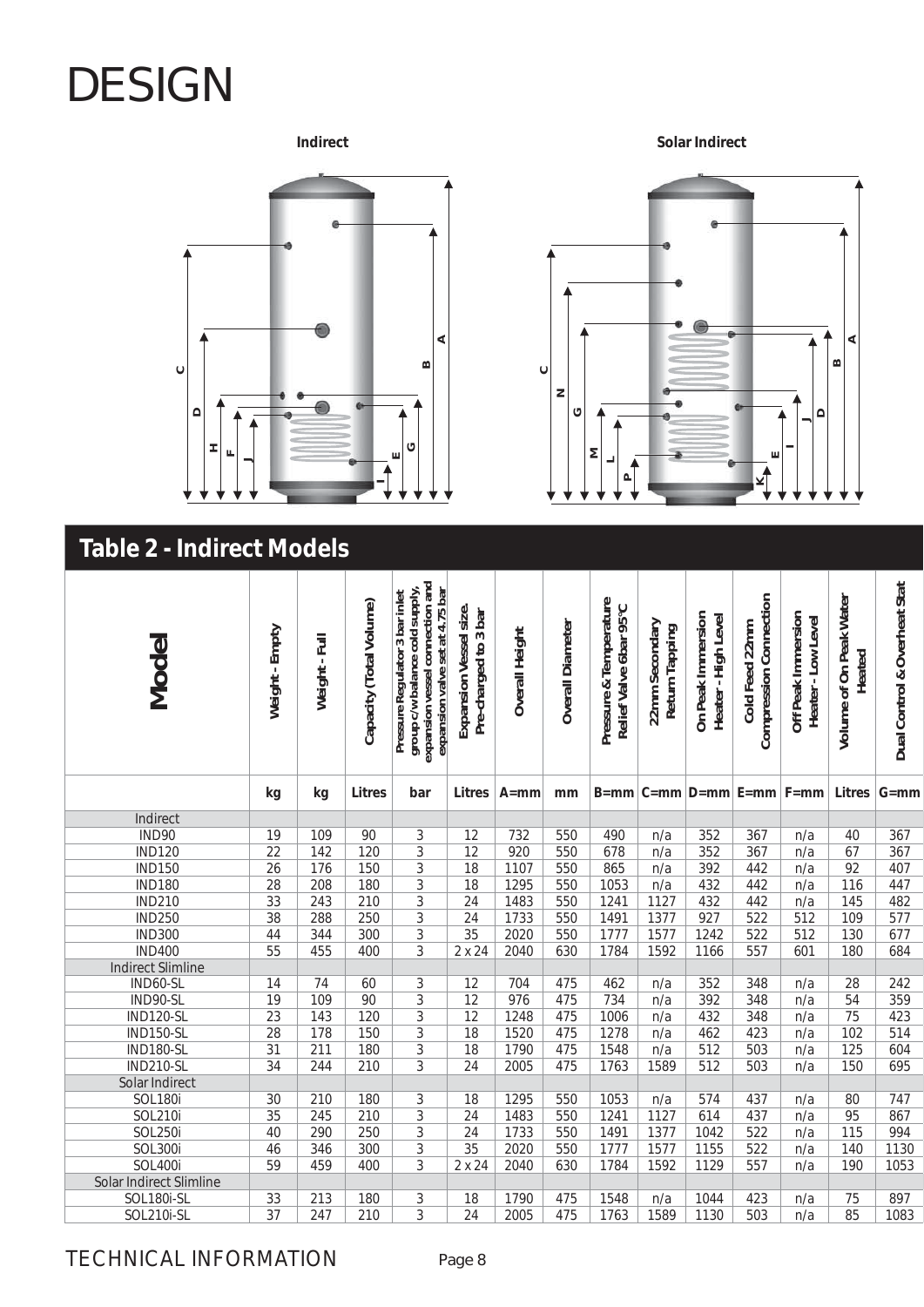# DESIGN

**Indirect** **Solar Indirect**

## Table 2 - Indirect Models

| Model | Weight - Empty | Weight - Full | Capacity (Total Volume) | Pressure Regulator 3 bar inlet group c/w balance cold supply, expansion vessel connection and expansion valve set at 4.75 bar | Expansion Vessel size. Pre-charged to 3 bar | Overall Height | Overall Diameter | Pressure & Temperature Relief Valve 6bar 95°C | 22mm Secondary Return Tapping | On Peak Immersion Heater - High Level | Cold Feed 22mm Compression Connection | Off Peak Immersion Heater - Low Level | Volume of On Peak Water Heated | Dual Control & Overheat Stat |
|---|---|---|---|---|---|---|---|---|---|---|---|---|---|---|
| | kg | kg | Litres | bar | Litres | A=mm | mm | B=mm | C=mm | D=mm | E=mm | F=mm | Litres | G=mm |
| Indirect | | | | | | | | | | | | | | |
| IND90 | 19 | 109 | 90 | 3 | 12 | 732 | 550 | 490 | n/a | 352 | 367 | n/a | 40 | 367 |
| IND120 | 22 | 142 | 120 | 3 | 12 | 920 | 550 | 678 | n/a | 352 | 367 | n/a | 67 | 367 |
| IND150 | 26 | 176 | 150 | 3 | 18 | 1107 | 550 | 865 | n/a | 392 | 442 | n/a | 92 | 407 |
| IND180 | 28 | 208 | 180 | 3 | 18 | 1295 | 550 | 1053 | n/a | 432 | 442 | n/a | 116 | 447 |
| IND210 | 33 | 243 | 210 | 3 | 24 | 1483 | 550 | 1241 | 1127 | 432 | 442 | n/a | 145 | 482 |
| IND250 | 38 | 288 | 250 | 3 | 24 | 1733 | 550 | 1491 | 1377 | 927 | 522 | 512 | 109 | 577 |
| IND300 | 44 | 344 | 300 | 3 | 35 | 2020 | 550 | 1777 | 1577 | 1242 | 522 | 512 | 130 | 677 |
| IND400 | 55 | 455 | 400 | 3 | 2 x 24 | 2040 | 630 | 1784 | 1592 | 1166 | 557 | 601 | 180 | 684 |
| Indirect Slimline | | | | | | | | | | | | | | |
| IND60-SL | 14 | 74 | 60 | 3 | 12 | 704 | 475 | 462 | n/a | 352 | 348 | n/a | 28 | 242 |
| IND90-SL | 19 | 109 | 90 | 3 | 12 | 976 | 475 | 734 | n/a | 392 | 348 | n/a | 54 | 359 |
| IND120-SL | 23 | 143 | 120 | 3 | 12 | 1248 | 475 | 1006 | n/a | 432 | 348 | n/a | 75 | 423 |
| IND150-SL | 28 | 178 | 150 | 3 | 18 | 1520 | 475 | 1278 | n/a | 462 | 423 | n/a | 102 | 514 |
| IND180-SL | 31 | 211 | 180 | 3 | 18 | 1790 | 475 | 1548 | n/a | 512 | 503 | n/a | 125 | 604 |
| IND210-SL | 34 | 244 | 210 | 3 | 24 | 2005 | 475 | 1763 | 1589 | 512 | 503 | n/a | 150 | 695 |
| Solar Indirect | | | | | | | | | | | | | | |
| SOL180i | 30 | 210 | 180 | 3 | 18 | 1295 | 550 | 1053 | n/a | 574 | 437 | n/a | 80 | 747 |
| SOL210i | 35 | 245 | 210 | 3 | 24 | 1483 | 550 | 1241 | 1127 | 614 | 437 | n/a | 95 | 867 |
| SOL250i | 40 | 290 | 250 | 3 | 24 | 1733 | 550 | 1491 | 1377 | 1042 | 522 | n/a | 115 | 994 |
| SOL300i | 46 | 346 | 300 | 3 | 35 | 2020 | 550 | 1777 | 1577 | 1155 | 522 | n/a | 140 | 1130 |
| SOL400i | 59 | 459 | 400 | 3 | 2 x 24 | 2040 | 630 | 1784 | 1592 | 1129 | 557 | n/a | 190 | 1053 |
| Solar Indirect Slimline | | | | | | | | | | | | | | |
| SOL180i-SL | 33 | 213 | 180 | 3 | 18 | 1790 | 475 | 1548 | n/a | 1044 | 423 | n/a | 75 | 897 |
| SOL210i-SL | 37 | 247 | 210 | 3 | 24 | 2005 | 475 | 1763 | 1589 | 1130 | 503 | n/a | 85 | 1083 |

TECHNICAL INFORMATION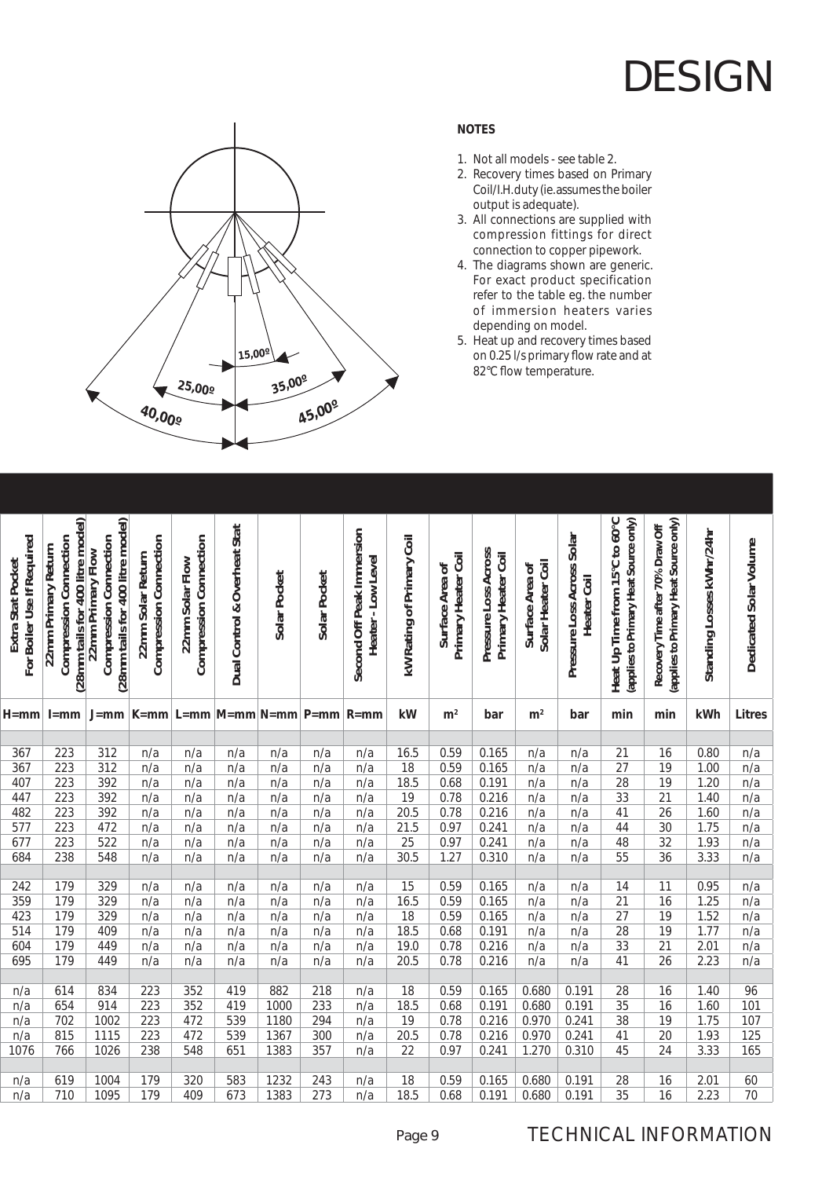# DESIGN

15,00º

25,00º

35,00º

40,00º

45,00º

**NOTES**

1. Not all models - see table 2.
2. Recovery times based on Primary Coil/I.H. duty (ie. assumes the boiler output is adequate).
3. All connections are supplied with compression fittings for direct connection to copper pipework.
4. The diagrams shown are generic. For exact product specification refer to the table eg. the number of immersion heaters varies depending on model.
5. Heat up and recovery times based on 0.25 l/s primary flow rate and at 82°C flow temperature.

| Extra Stat Pocket For Boiler Use If Required | 22mm Primary Return Compression Connection (28mm tails for 400 litre model) | 22mm Primary Flow Compression Connection (28mm tails for 400 litre model) | 22mm Solar Return Compression Connection | 22mm Solar Flow Compression Connection | Dual Control & Overheat Stat | Solar Pocket | Solar Pocket | Second Off Peak Immersion Heater - Low Level | kW Rating of Primary Coil | Surface Area of Primary Heater Coil | Pressure Loss Across Primary Heater Coil | Surface Area of Solar Heater Coil | Pressure Loss Across Solar Heater Coil | Heat Up Time from 15°C to 60°C (applies to Primary Heat Source only) | Recovery Time after 70% Draw Off (applies to Primary Heat Source only) | Standing Losses kWhr/24hr | Dedicated Solar Volume |
|---|---|---|---|---|---|---|---|---|---|---|---|---|---|---|---|---|---|
| H=mm | I=mm | J=mm | K=mm | L=mm | M=mm | N=mm | P=mm | R=mm | kW | $m^2$ | bar | $m^2$ | bar | min | min | kWh | Litres |
| | | | | | | | | | | | | | | | | | |
| 367 | 223 | 312 | n/a | n/a | n/a | n/a | n/a | n/a | 16.5 | 0.59 | 0.165 | n/a | n/a | 21 | 16 | 0.80 | n/a |
| 367 | 223 | 312 | n/a | n/a | n/a | n/a | n/a | n/a | 18 | 0.59 | 0.165 | n/a | n/a | 27 | 19 | 1.00 | n/a |
| 407 | 223 | 392 | n/a | n/a | n/a | n/a | n/a | n/a | 18.5 | 0.68 | 0.191 | n/a | n/a | 28 | 19 | 1.20 | n/a |
| 447 | 223 | 392 | n/a | n/a | n/a | n/a | n/a | n/a | 19 | 0.78 | 0.216 | n/a | n/a | 33 | 21 | 1.40 | n/a |
| 482 | 223 | 392 | n/a | n/a | n/a | n/a | n/a | n/a | 20.5 | 0.78 | 0.216 | n/a | n/a | 41 | 26 | 1.60 | n/a |
| 577 | 223 | 472 | n/a | n/a | n/a | n/a | n/a | n/a | 21.5 | 0.97 | 0.241 | n/a | n/a | 44 | 30 | 1.75 | n/a |
| 677 | 223 | 522 | n/a | n/a | n/a | n/a | n/a | n/a | 25 | 0.97 | 0.241 | n/a | n/a | 48 | 32 | 1.93 | n/a |
| 684 | 238 | 548 | n/a | n/a | n/a | n/a | n/a | n/a | 30.5 | 1.27 | 0.310 | n/a | n/a | 55 | 36 | 3.33 | n/a |
| | | | | | | | | | | | | | | | | | |
| 242 | 179 | 329 | n/a | n/a | n/a | n/a | n/a | n/a | 15 | 0.59 | 0.165 | n/a | n/a | 14 | 11 | 0.95 | n/a |
| 359 | 179 | 329 | n/a | n/a | n/a | n/a | n/a | n/a | 16.5 | 0.59 | 0.165 | n/a | n/a | 21 | 16 | 1.25 | n/a |
| 423 | 179 | 329 | n/a | n/a | n/a | n/a | n/a | n/a | 18 | 0.59 | 0.165 | n/a | n/a | 27 | 19 | 1.52 | n/a |
| 514 | 179 | 409 | n/a | n/a | n/a | n/a | n/a | n/a | 18.5 | 0.68 | 0.191 | n/a | n/a | 28 | 19 | 1.77 | n/a |
| 604 | 179 | 449 | n/a | n/a | n/a | n/a | n/a | n/a | 19.0 | 0.78 | 0.216 | n/a | n/a | 33 | 21 | 2.01 | n/a |
| 695 | 179 | 449 | n/a | n/a | n/a | n/a | n/a | n/a | 20.5 | 0.78 | 0.216 | n/a | n/a | 41 | 26 | 2.23 | n/a |
| | | | | | | | | | | | | | | | | | |
| n/a | 614 | 834 | 223 | 352 | 419 | 882 | 218 | n/a | 18 | 0.59 | 0.165 | 0.680 | 0.191 | 28 | 16 | 1.40 | 96 |
| n/a | 654 | 914 | 223 | 352 | 419 | 1000 | 233 | n/a | 18.5 | 0.68 | 0.191 | 0.680 | 0.191 | 35 | 16 | 1.60 | 101 |
| n/a | 702 | 1002 | 223 | 472 | 539 | 1180 | 294 | n/a | 19 | 0.78 | 0.216 | 0.970 | 0.241 | 38 | 19 | 1.75 | 107 |
| n/a | 815 | 1115 | 223 | 472 | 539 | 1367 | 300 | n/a | 20.5 | 0.78 | 0.216 | 0.970 | 0.241 | 41 | 20 | 1.93 | 125 |
| 1076 | 766 | 1026 | 238 | 548 | 651 | 1383 | 357 | n/a | 22 | 0.97 | 0.241 | 1.270 | 0.310 | 45 | 24 | 3.33 | 165 |
| | | | | | | | | | | | | | | | | | |
| n/a | 619 | 1004 | 179 | 320 | 583 | 1232 | 243 | n/a | 18 | 0.59 | 0.165 | 0.680 | 0.191 | 28 | 16 | 2.01 | 60 |
| n/a | 710 | 1095 | 179 | 409 | 673 | 1383 | 273 | n/a | 18.5 | 0.68 | 0.191 | 0.680 | 0.191 | 35 | 16 | 2.23 | 70 |

TECHNICAL INFORMATION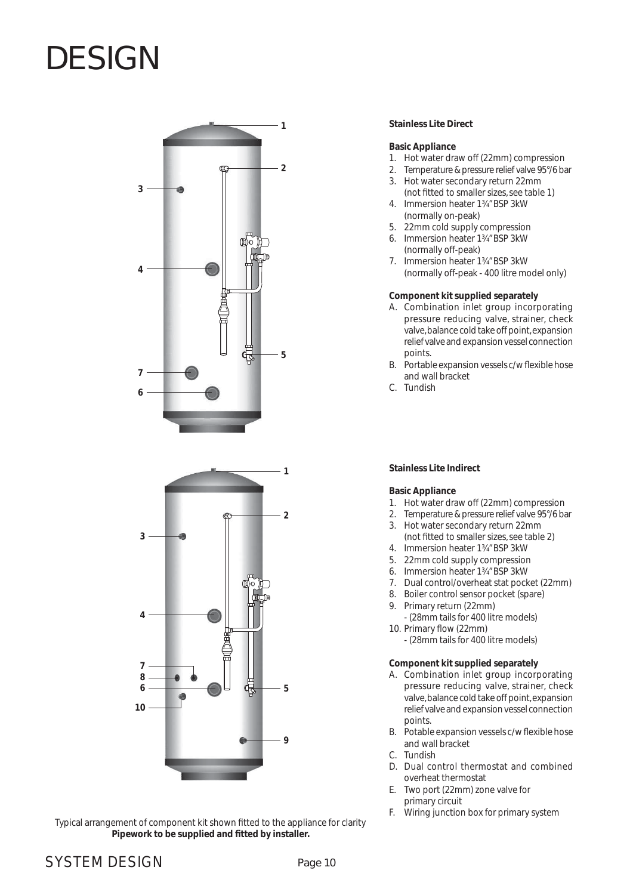# DESIGN

**Stainless Lite Direct**

**Basic Appliance**

1. Hot water draw off (22mm) compression
2. Temperature & pressure relief valve 95°/6 bar
3. Hot water secondary return 22mm (not fitted to smaller sizes, see table 1)
4. Immersion heater 1¾" BSP 3kW (normally on-peak)
5. 22mm cold supply compression
6. Immersion heater 1¾" BSP 3kW (normally off-peak)
7. Immersion heater 1¾" BSP 3kW (normally off-peak - 400 litre model only)

**Component kit supplied separately**

A. Combination inlet group incorporating pressure reducing valve, strainer, check valve, balance cold take off point, expansion relief valve and expansion vessel connection points.
B. Portable expansion vessels c/w flexible hose and wall bracket
C. Tundish

**Stainless Lite Indirect**

**Basic Appliance**

1. Hot water draw off (22mm) compression
2. Temperature & pressure relief valve 95°/6 bar
3. Hot water secondary return 22mm (not fitted to smaller sizes, see table 2)
4. Immersion heater 1¾" BSP 3kW
5. 22mm cold supply compression
6. Immersion heater 1¾" BSP 3kW
7. Dual control/overheat stat pocket (22mm)
8. Boiler control sensor pocket (spare)
9. Primary return (22mm)
   - (28mm tails for 400 litre models)
10. Primary flow (22mm)
    - (28mm tails for 400 litre models)

**Component kit supplied separately**

A. Combination inlet group incorporating pressure reducing valve, strainer, check valve, balance cold take off point, expansion relief valve and expansion vessel connection points.
B. Potable expansion vessels c/w flexible hose and wall bracket
C. Tundish
D. Dual control thermostat and combined overheat thermostat
E. Two port (22mm) zone valve for primary circuit
F. Wiring junction box for primary system

Typical arrangement of component kit shown fitted to the appliance for clarity
**Pipework to be supplied and fitted by installer.**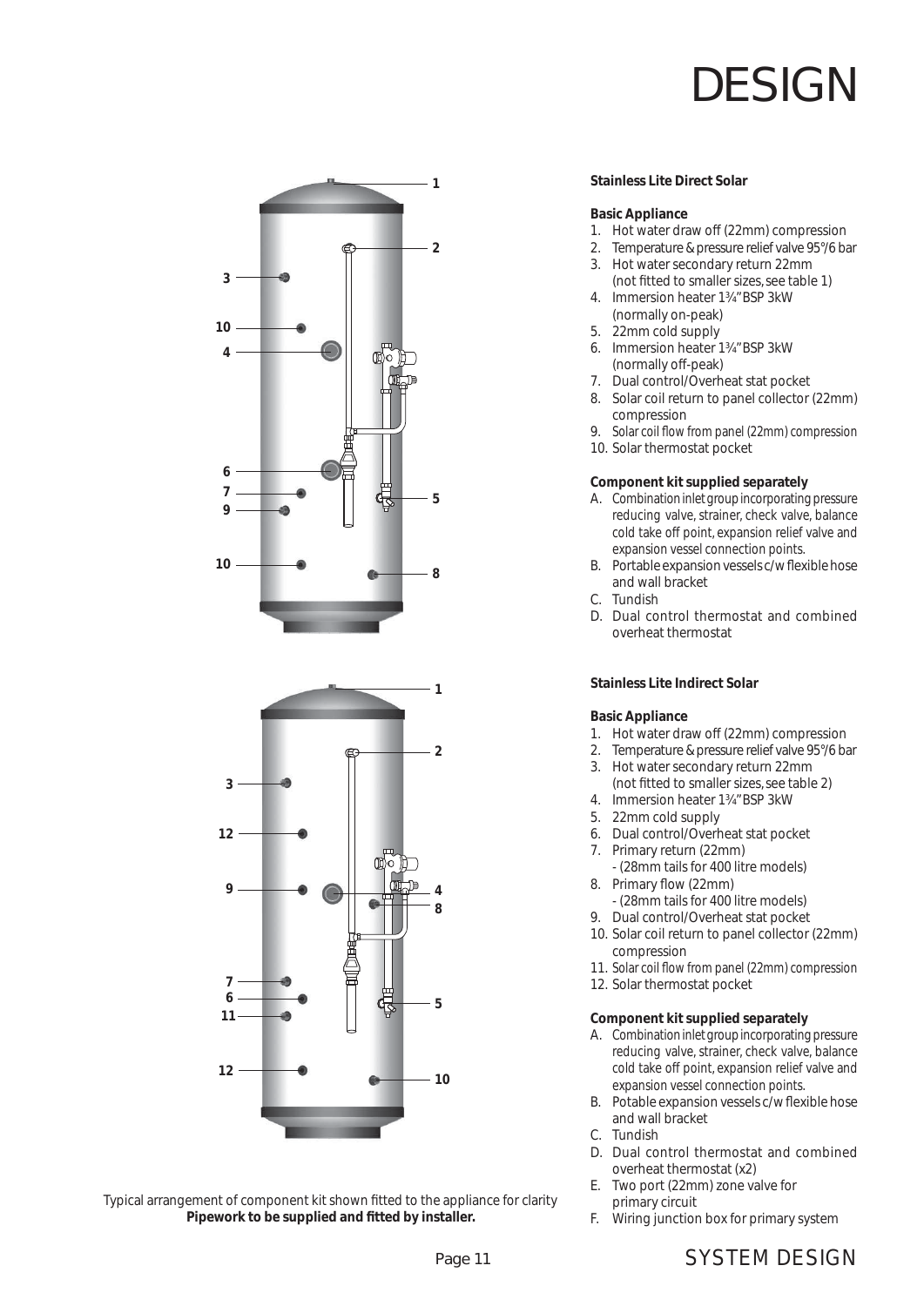# DESIGN

### Stainless Lite Direct Solar

**Basic Appliance**

1. Hot water draw off (22mm) compression
2. Temperature & pressure relief valve 95°/6 bar
3. Hot water secondary return 22mm (not fitted to smaller sizes, see table 1)
4. Immersion heater 1¾" BSP 3kW (normally on-peak)
5. 22mm cold supply
6. Immersion heater 1¾" BSP 3kW (normally off-peak)
7. Dual control/Overheat stat pocket
8. Solar coil return to panel collector (22mm) compression
9. Solar coil flow from panel (22mm) compression
10. Solar thermostat pocket

**Component kit supplied separately**

A. Combination inlet group incorporating pressure reducing valve, strainer, check valve, balance cold take off point, expansion relief valve and expansion vessel connection points.
B. Portable expansion vessels c/w flexible hose and wall bracket
C. Tundish
D. Dual control thermostat and combined overheat thermostat

### Stainless Lite Indirect Solar

**Basic Appliance**

1. Hot water draw off (22mm) compression
2. Temperature & pressure relief valve 95°/6 bar
3. Hot water secondary return 22mm (not fitted to smaller sizes, see table 2)
4. Immersion heater 1¾" BSP 3kW
5. 22mm cold supply
6. Dual control/Overheat stat pocket
7. Primary return (22mm)
   - (28mm tails for 400 litre models)
8. Primary flow (22mm)
   - (28mm tails for 400 litre models)
9. Dual control/Overheat stat pocket
10. Solar coil return to panel collector (22mm) compression
11. Solar coil flow from panel (22mm) compression
12. Solar thermostat pocket

**Component kit supplied separately**

A. Combination inlet group incorporating pressure reducing valve, strainer, check valve, balance cold take off point, expansion relief valve and expansion vessel connection points.
B. Potable expansion vessels c/w flexible hose and wall bracket
C. Tundish
D. Dual control thermostat and combined overheat thermostat (x2)
E. Two port (22mm) zone valve for primary circuit
F. Wiring junction box for primary system

Typical arrangement of component kit shown fitted to the appliance for clarity
**Pipework to be supplied and fitted by installer.**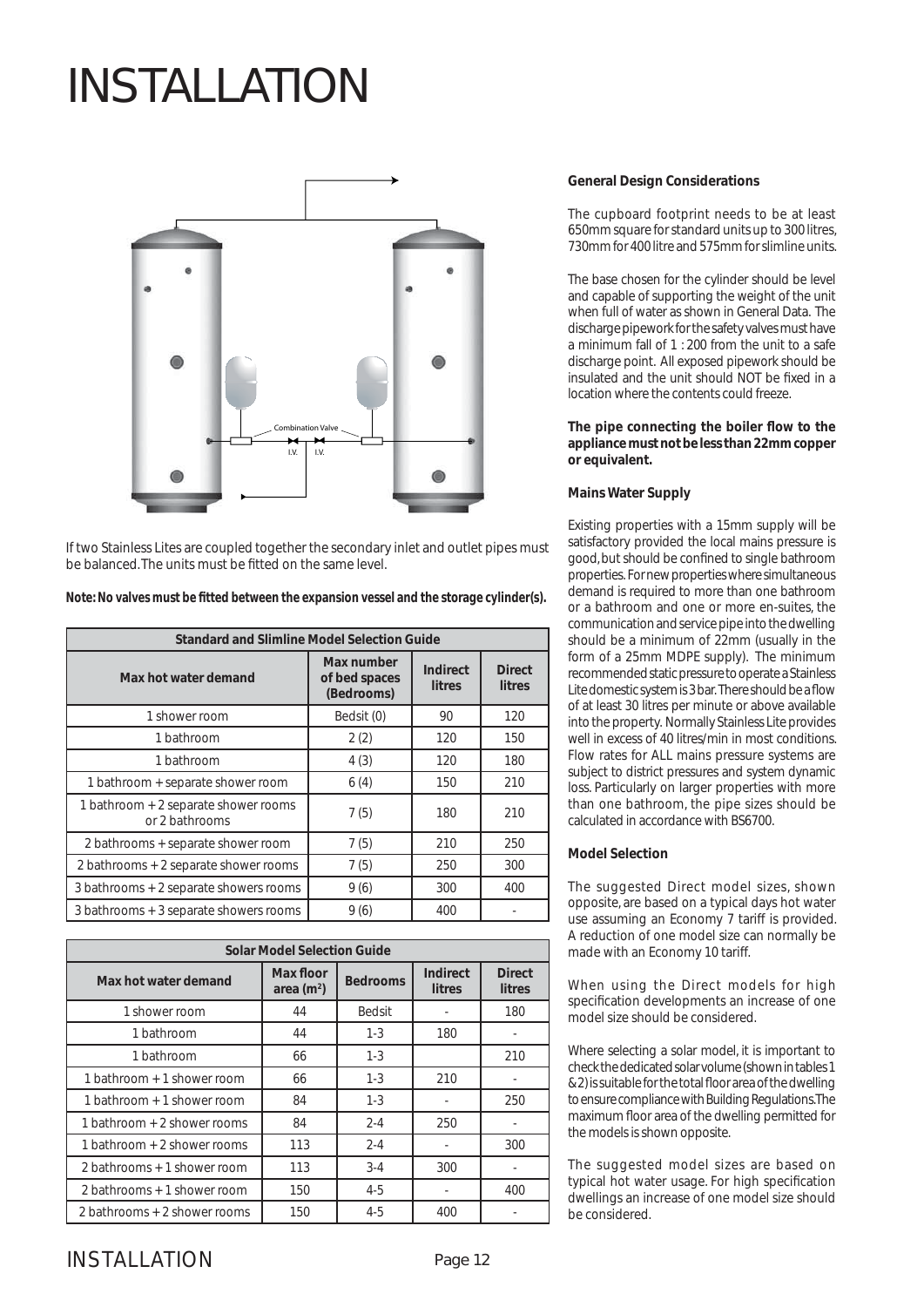# INSTALLATION

Combination Valve

I.V. I.V.

If two Stainless Lites are coupled together the secondary inlet and outlet pipes must be balanced. The units must be fitted on the same level.

**Note: No valves must be fitted between the expansion vessel and the storage cylinder(s).**

| Standard and Slimline Model Selection Guide | | | |
|---|---|---|---|
| **Max hot water demand** | **Max number of bed spaces (Bedrooms)** | **Indirect litres** | **Direct litres** |
| 1 shower room | Bedsit (0) | 90 | 120 |
| 1 bathroom | 2 (2) | 120 | 150 |
| 1 bathroom | 4 (3) | 120 | 180 |
| 1 bathroom + separate shower room | 6 (4) | 150 | 210 |
| 1 bathroom + 2 separate shower rooms or 2 bathrooms | 7 (5) | 180 | 210 |
| 2 bathrooms + separate shower room | 7 (5) | 210 | 250 |
| 2 bathrooms + 2 separate shower rooms | 7 (5) | 250 | 300 |
| 3 bathrooms + 2 separate showers rooms | 9 (6) | 300 | 400 |
| 3 bathrooms + 3 separate showers rooms | 9 (6) | 400 | - |

| Solar Model Selection Guide | | | | |
|---|---|---|---|---|
| **Max hot water demand** | **Max floor area ($m^2$)** | **Bedrooms** | **Indirect litres** | **Direct litres** |
| 1 shower room | 44 | Bedsit | - | 180 |
| 1 bathroom | 44 | 1-3 | 180 | - |
| 1 bathroom | 66 | 1-3 | | 210 |
| 1 bathroom + 1 shower room | 66 | 1-3 | 210 | - |
| 1 bathroom + 1 shower room | 84 | 1-3 | - | 250 |
| 1 bathroom + 2 shower rooms | 84 | 2-4 | 250 | - |
| 1 bathroom + 2 shower rooms | 113 | 2-4 | - | 300 |
| 2 bathrooms + 1 shower room | 113 | 3-4 | 300 | - |
| 2 bathrooms + 1 shower room | 150 | 4-5 | - | 400 |
| 2 bathrooms + 2 shower rooms | 150 | 4-5 | 400 | - |

**General Design Considerations**

The cupboard footprint needs to be at least 650mm square for standard units up to 300 litres, 730mm for 400 litre and 575mm for slimline units.

The base chosen for the cylinder should be level and capable of supporting the weight of the unit when full of water as shown in General Data. The discharge pipework for the safety valves must have a minimum fall of 1 : 200 from the unit to a safe discharge point. All exposed pipework should be insulated and the unit should NOT be fixed in a location where the contents could freeze.

**The pipe connecting the boiler flow to the appliance must not be less than 22mm copper or equivalent.**

**Mains Water Supply**

Existing properties with a 15mm supply will be satisfactory provided the local mains pressure is good, but should be confined to single bathroom properties. For new properties where simultaneous demand is required to more than one bathroom or a bathroom and one or more en-suites, the communication and service pipe into the dwelling should be a minimum of 22mm (usually in the form of a 25mm MDPE supply). The minimum recommended static pressure to operate a Stainless Lite domestic system is 3 bar. There should be a flow of at least 30 litres per minute or above available into the property. Normally Stainless Lite provides well in excess of 40 litres/min in most conditions. Flow rates for ALL mains pressure systems are subject to district pressures and system dynamic loss. Particularly on larger properties with more than one bathroom, the pipe sizes should be calculated in accordance with BS6700.

**Model Selection**

The suggested Direct model sizes, shown opposite, are based on a typical days hot water use assuming an Economy 7 tariff is provided. A reduction of one model size can normally be made with an Economy 10 tariff.

When using the Direct models for high specification developments an increase of one model size should be considered.

Where selecting a solar model, it is important to check the dedicated solar volume (shown in tables 1 &2) is suitable for the total floor area of the dwelling to ensure compliance with Building Regulations. The maximum floor area of the dwelling permitted for the models is shown opposite.

The suggested model sizes are based on typical hot water usage. For high specification dwellings an increase of one model size should be considered.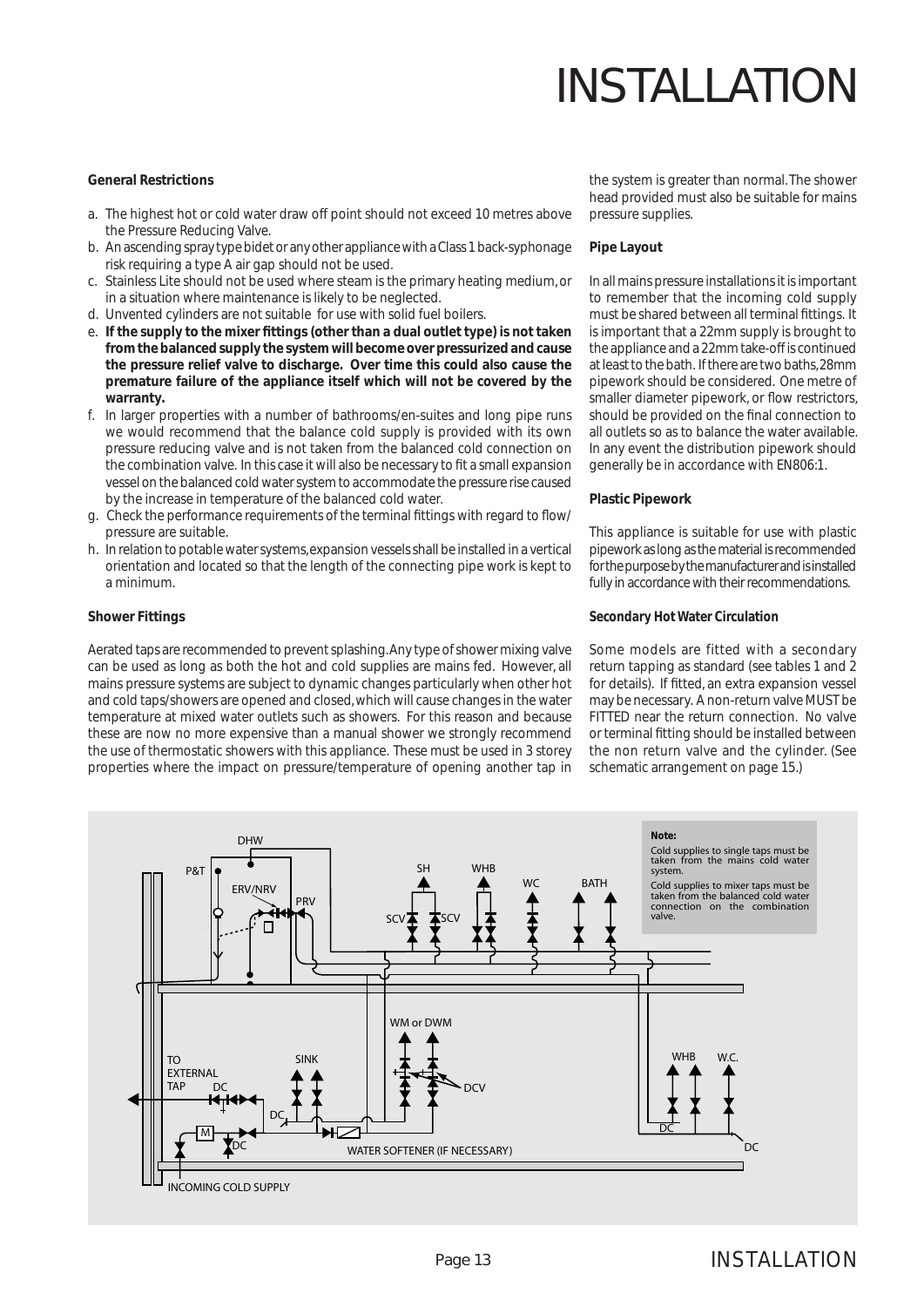# INSTALLATION

**General Restrictions**

a. The highest hot or cold water draw off point should not exceed 10 metres above the Pressure Reducing Valve.
b. An ascending spray type bidet or any other appliance with a Class 1 back-syphonage risk requiring a type A air gap should not be used.
c. Stainless Lite should not be used where steam is the primary heating medium, or in a situation where maintenance is likely to be neglected.
d. Unvented cylinders are not suitable for use with solid fuel boilers.
e. **If the supply to the mixer fittings (other than a dual outlet type) is not taken from the balanced supply the system will become over pressurized and cause the pressure relief valve to discharge. Over time this could also cause the premature failure of the appliance itself which will not be covered by the warranty.**
f. In larger properties with a number of bathrooms/en-suites and long pipe runs we would recommend that the balance cold supply is provided with its own pressure reducing valve and is not taken from the balanced cold connection on the combination valve. In this case it will also be necessary to fit a small expansion vessel on the balanced cold water system to accommodate the pressure rise caused by the increase in temperature of the balanced cold water.
g. Check the performance requirements of the terminal fittings with regard to flow/ pressure are suitable.
h. In relation to potable water systems, expansion vessels shall be installed in a vertical orientation and located so that the length of the connecting pipe work is kept to a minimum.

**Shower Fittings**

Aerated taps are recommended to prevent splashing. Any type of shower mixing valve can be used as long as both the hot and cold supplies are mains fed. However, all mains pressure systems are subject to dynamic changes particularly when other hot and cold taps/showers are opened and closed, which will cause changes in the water temperature at mixed water outlets such as showers. For this reason and because these are now no more expensive than a manual shower we strongly recommend the use of thermostatic showers with this appliance. These must be used in 3 storey properties where the impact on pressure/temperature of opening another tap in the system is greater than normal. The shower head provided must also be suitable for mains pressure supplies.

**Pipe Layout**

In all mains pressure installations it is important to remember that the incoming cold supply must be shared between all terminal fittings. It is important that a 22mm supply is brought to the appliance and a 22mm take-off is continued at least to the bath. If there are two baths, 28mm pipework should be considered. One metre of smaller diameter pipework, or flow restrictors, should be provided on the final connection to all outlets so as to balance the water available. In any event the distribution pipework should generally be in accordance with EN806:1.

**Plastic Pipework**

This appliance is suitable for use with plastic pipework as long as the material is recommended for the purpose by the manufacturer and is installed fully in accordance with their recommendations.

**Secondary Hot Water Circulation**

Some models are fitted with a secondary return tapping as standard (see tables 1 and 2 for details). If fitted, an extra expansion vessel may be necessary. A non-return valve MUST be FITTED near the return connection. No valve or terminal fitting should be installed between the non return valve and the cylinder. (See schematic arrangement on page 15.)

DHW, P&T, ERV/NRV, PRV, SH, WHB, WC, BATH, SCV, SCV, WM or DWM, TO EXTERNAL TAP, DC, SINK, DC, DCV, M, DC, WATER SOFTENER (IF NECESSARY), INCOMING COLD SUPPLY, WHB, W.C., DC, DC

**Note:**
Cold supplies to single taps must be taken from the mains cold water system.
Cold supplies to mixer taps must be taken from the balanced cold water connection on the combination valve.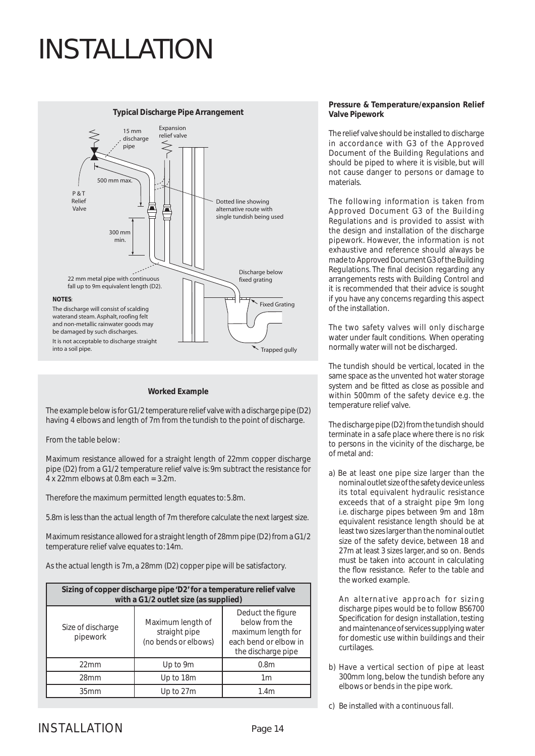# INSTALLATION

**Typical Discharge Pipe Arrangement**

15 mm discharge pipe

Expansion relief valve

500 mm max.

P & T Relief Valve

300 mm min.

Dotted line showing alternative route with single tundish being used

Discharge below fixed grating

22 mm metal pipe with continuous fall up to 9m equivalent length (D2).

Fixed Grating

Trapped gully

**NOTES**:
The discharge will consist of scalding waterand steam. Asphalt, roofing felt and non-metallic rainwater goods may be damaged by such discharges.
It is not acceptable to discharge straight into a soil pipe.

**Worked Example**

The example below is for G1/2 temperature relief valve with a discharge pipe (D2) having 4 elbows and length of 7m from the tundish to the point of discharge.

From the table below:

Maximum resistance allowed for a straight length of 22mm copper discharge pipe (D2) from a G1/2 temperature relief valve is: 9m subtract the resistance for 4 x 22mm elbows at 0.8m each = 3.2m.

Therefore the maximum permitted length equates to: 5.8m.

5.8m is less than the actual length of 7m therefore calculate the next largest size.

Maximum resistance allowed for a straight length of 28mm pipe (D2) from a G1/2 temperature relief valve equates to: 14m.

As the actual length is 7m, a 28mm (D2) copper pipe will be satisfactory.

| Sizing of copper discharge pipe 'D2' for a temperature relief valve with a G1/2 outlet size (as supplied) | | |
|---|---|---|
| Size of discharge pipework | Maximum length of straight pipe (no bends or elbows) | Deduct the figure below from the maximum length for each bend or elbow in the discharge pipe |
| 22mm | Up to 9m | 0.8m |
| 28mm | Up to 18m | 1m |
| 35mm | Up to 27m | 1.4m |

**Pressure & Temperature/expansion Relief Valve Pipework**

The relief valve should be installed to discharge in accordance with G3 of the Approved Document of the Building Regulations and should be piped to where it is visible, but will not cause danger to persons or damage to materials.

The following information is taken from Approved Document G3 of the Building Regulations and is provided to assist with the design and installation of the discharge pipework. However, the information is not exhaustive and reference should always be made to Approved Document G3 of the Building Regulations. The final decision regarding any arrangements rests with Building Control and it is recommended that their advice is sought if you have any concerns regarding this aspect of the installation.

The two safety valves will only discharge water under fault conditions. When operating normally water will not be discharged.

The tundish should be vertical, located in the same space as the unvented hot water storage system and be fitted as close as possible and within 500mm of the safety device e.g. the temperature relief valve.

The discharge pipe (D2) from the tundish should terminate in a safe place where there is no risk to persons in the vicinity of the discharge, be of metal and:

a) Be at least one pipe size larger than the nominal outlet size of the safety device unless its total equivalent hydraulic resistance exceeds that of a straight pipe 9m long i.e. discharge pipes between 9m and 18m equivalent resistance length should be at least two sizes larger than the nominal outlet size of the safety device, between 18 and 27m at least 3 sizes larger, and so on. Bends must be taken into account in calculating the flow resistance. Refer to the table and the worked example.

   An alternative approach for sizing discharge pipes would be to follow BS6700 Specification for design installation, testing and maintenance of services supplying water for domestic use within buildings and their curtilages.

b) Have a vertical section of pipe at least 300mm long, below the tundish before any elbows or bends in the pipe work.

c) Be installed with a continuous fall.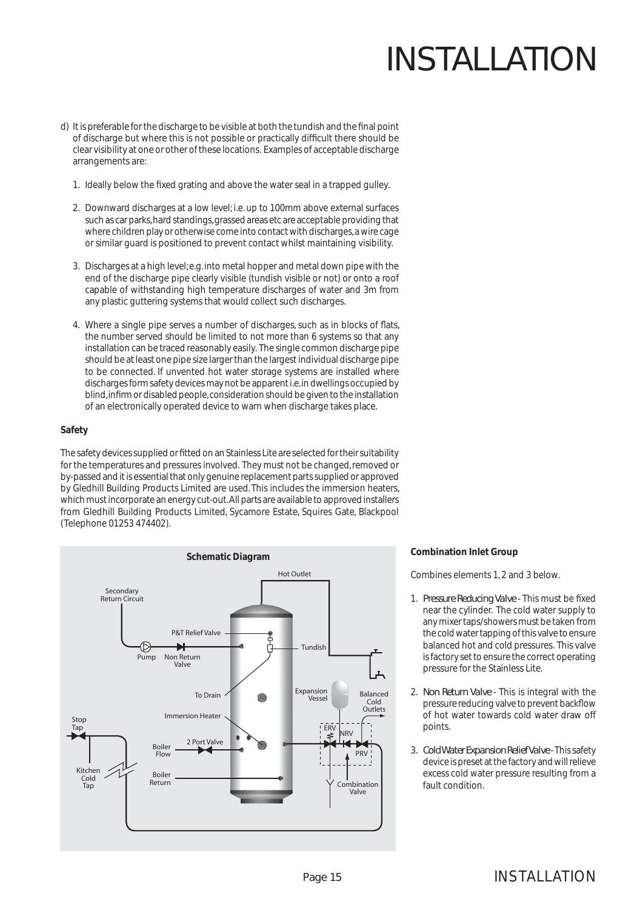d) It is preferable for the discharge to be visible at both the tundish and the final point of discharge but where this is not possible or practically difficult there should be clear visibility at one or other of these locations. Examples of acceptable discharge arrangements are:

   1. Ideally below the fixed grating and above the water seal in a trapped gulley.

   2. Downward discharges at a low level; i.e. up to 100mm above external surfaces such as car parks, hard standings, grassed areas etc are acceptable providing that where children play or otherwise come into contact with discharges, a wire cage or similar guard is positioned to prevent contact whilst maintaining visibility.

   3. Discharges at a high level; e.g. into metal hopper and metal down pipe with the end of the discharge pipe clearly visible (tundish visible or not) or onto a roof capable of withstanding high temperature discharges of water and 3m from any plastic guttering systems that would collect such discharges.

   4. Where a single pipe serves a number of discharges, such as in blocks of flats, the number served should be limited to not more than 6 systems so that any installation can be traced reasonably easily. The single common discharge pipe should be at least one pipe size larger than the largest individual discharge pipe to be connected. If unvented hot water storage systems are installed where discharges form safety devices may not be apparent i.e. in dwellings occupied by blind, infirm or disabled people, consideration should be given to the installation of an electronically operated device to warn when discharge takes place.

**Safety**

The safety devices supplied or fitted on an Stainless Lite are selected for their suitability for the temperatures and pressures involved. They must not be changed, removed or by-passed and it is essential that only genuine replacement parts supplied or approved by Gledhill Building Products Limited are used. This includes the immersion heaters, which must incorporate an energy cut-out. All parts are available to approved installers from Gledhill Building Products Limited, Sycamore Estate, Squires Gate, Blackpool (Telephone 01253 474402).

**Schematic Diagram**

Hot Outlet, Secondary Return Circuit, P&T Relief Valve, Tundish, Pump, Non Return Valve, To Drain, Expansion Vessel, Balanced Cold Outlets, Immersion Heater, Stop Tap, ERV, NRV, PRV, 2 Port Valve, Boiler Flow, Kitchen Cold Tap, Boiler Return, Combination Valve

**Combination Inlet Group**

Combines elements 1, 2 and 3 below.

1. *Pressure Reducing Valve* - This must be fixed near the cylinder. The cold water supply to any mixer taps/showers must be taken from the cold water tapping of this valve to ensure balanced hot and cold pressures. This valve is factory set to ensure the correct operating pressure for the Stainless Lite.

2. *Non Return Valve* - This is integral with the pressure reducing valve to prevent backflow of hot water towards cold water draw off points.

3. *Cold Water Expansion Relief Valve* - This safety device is preset at the factory and will relieve excess cold water pressure resulting from a fault condition.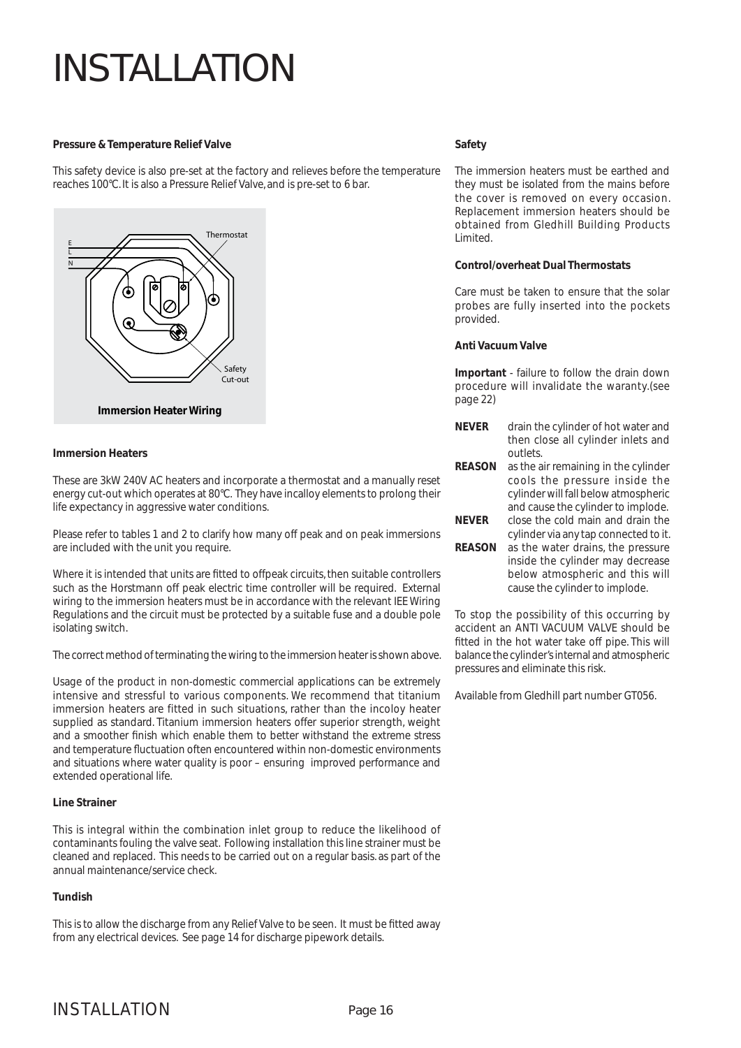# INSTALLATION

**Pressure & Temperature Relief Valve**

This safety device is also pre-set at the factory and relieves before the temperature reaches 100°C. It is also a Pressure Relief Valve, and is pre-set to 6 bar.

E
L
N
Thermostat
Safety Cut-out

**Immersion Heater Wiring**

**Immersion Heaters**

These are 3kW 240V AC heaters and incorporate a thermostat and a manually reset energy cut-out which operates at 80°C. They have incalloy elements to prolong their life expectancy in aggressive water conditions.

Please refer to tables 1 and 2 to clarify how many off peak and on peak immersions are included with the unit you require.

Where it is intended that units are fitted to offpeak circuits, then suitable controllers such as the Horstmann off peak electric time controller will be required. External wiring to the immersion heaters must be in accordance with the relevant IEE Wiring Regulations and the circuit must be protected by a suitable fuse and a double pole isolating switch.

The correct method of terminating the wiring to the immersion heater is shown above.

Usage of the product in non-domestic commercial applications can be extremely intensive and stressful to various components. We recommend that titanium immersion heaters are fitted in such situations, rather than the incoloy heater supplied as standard. Titanium immersion heaters offer superior strength, weight and a smoother finish which enable them to better withstand the extreme stress and temperature fluctuation often encountered within non-domestic environments and situations where water quality is poor – ensuring improved performance and extended operational life.

**Line Strainer**

This is integral within the combination inlet group to reduce the likelihood of contaminants fouling the valve seat. Following installation this line strainer must be cleaned and replaced. This needs to be carried out on a regular basis. as part of the annual maintenance/service check.

**Tundish**

This is to allow the discharge from any Relief Valve to be seen. It must be fitted away from any electrical devices. See page 14 for discharge pipework details.

**Safety**

The immersion heaters must be earthed and they must be isolated from the mains before the cover is removed on every occasion. Replacement immersion heaters should be obtained from Gledhill Building Products Limited.

**Control/overheat Dual Thermostats**

Care must be taken to ensure that the solar probes are fully inserted into the pockets provided.

**Anti Vacuum Valve**

**Important** - failure to follow the drain down procedure will invalidate the waranty.(see page 22)

**NEVER** drain the cylinder of hot water and then close all cylinder inlets and outlets.

**REASON** as the air remaining in the cylinder cools the pressure inside the cylinder will fall below atmospheric and cause the cylinder to implode.

**NEVER** close the cold main and drain the cylinder via any tap connected to it.

**REASON** as the water drains, the pressure inside the cylinder may decrease below atmospheric and this will cause the cylinder to implode.

To stop the possibility of this occurring by accident an ANTI VACUUM VALVE should be fitted in the hot water take off pipe. This will balance the cylinder's internal and atmospheric pressures and eliminate this risk.

Available from Gledhill part number GT056.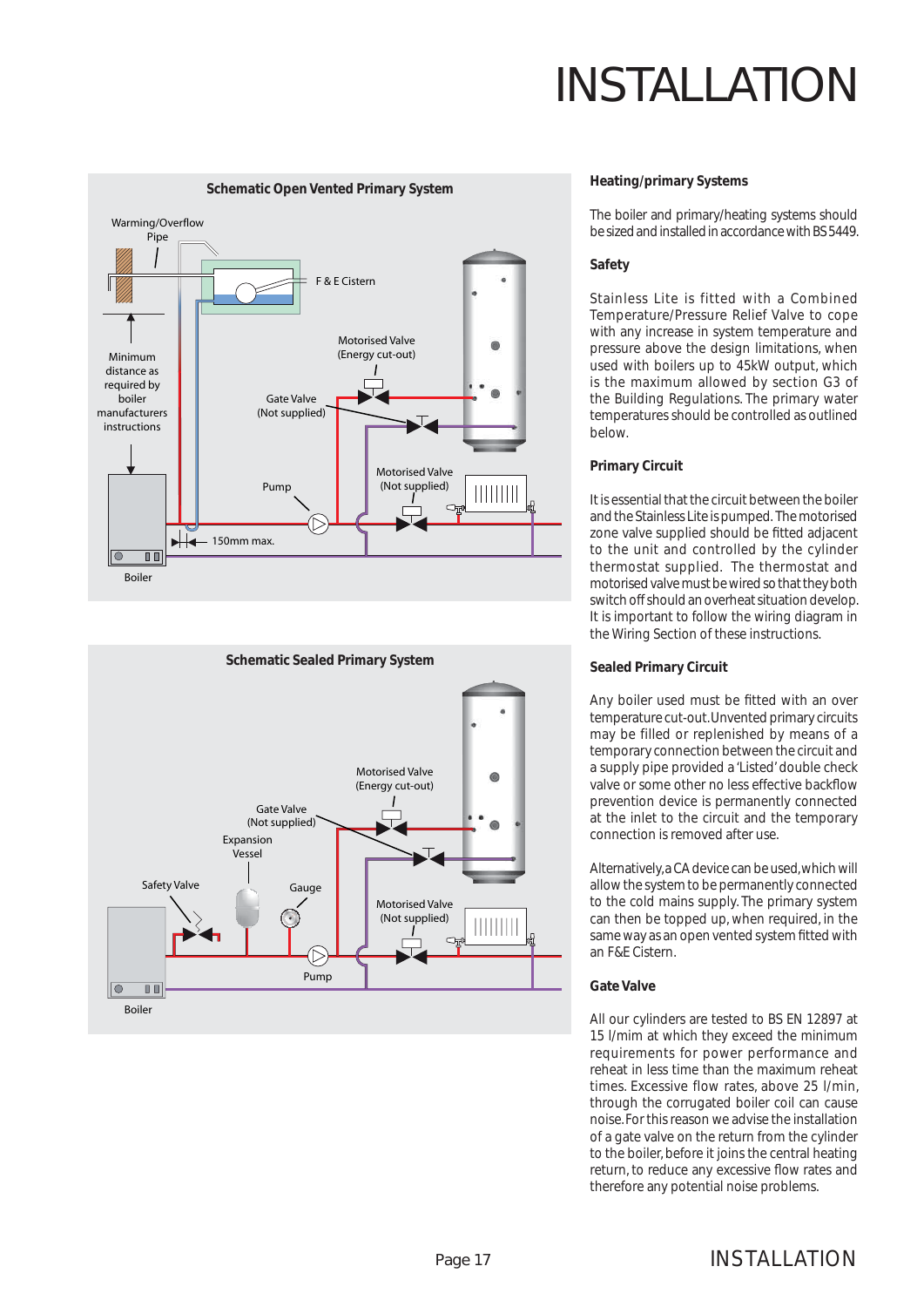# INSTALLATION

**Schematic Open Vented Primary System**

Warming/Overflow Pipe

F & E Cistern

Minimum distance as required by boiler manufacturers instructions

Motorised Valve (Energy cut-out)

Gate Valve (Not supplied)

Pump

Motorised Valve (Not supplied)

150mm max.

Boiler

**Schematic Sealed Primary System**

Motorised Valve (Energy cut-out)

Gate Valve (Not supplied)

Expansion Vessel

Safety Valve

Gauge

Motorised Valve (Not supplied)

Pump

Boiler

## Heating/primary Systems

The boiler and primary/heating systems should be sized and installed in accordance with BS 5449.

## Safety

Stainless Lite is fitted with a Combined Temperature/Pressure Relief Valve to cope with any increase in system temperature and pressure above the design limitations, when used with boilers up to 45kW output, which is the maximum allowed by section G3 of the Building Regulations. The primary water temperatures should be controlled as outlined below.

## Primary Circuit

It is essential that the circuit between the boiler and the Stainless Lite is pumped. The motorised zone valve supplied should be fitted adjacent to the unit and controlled by the cylinder thermostat supplied. The thermostat and motorised valve must be wired so that they both switch off should an overheat situation develop. It is important to follow the wiring diagram in the Wiring Section of these instructions.

## Sealed Primary Circuit

Any boiler used must be fitted with an over temperature cut-out. Unvented primary circuits may be filled or replenished by means of a temporary connection between the circuit and a supply pipe provided a 'Listed' double check valve or some other no less effective backflow prevention device is permanently connected at the inlet to the circuit and the temporary connection is removed after use.

Alternatively, a CA device can be used, which will allow the system to be permanently connected to the cold mains supply. The primary system can then be topped up, when required, in the same way as an open vented system fitted with an F&E Cistern.

## Gate Valve

All our cylinders are tested to BS EN 12897 at 15 l/mim at which they exceed the minimum requirements for power performance and reheat in less time than the maximum reheat times. Excessive flow rates, above 25 l/min, through the corrugated boiler coil can cause noise. For this reason we advise the installation of a gate valve on the return from the cylinder to the boiler, before it joins the central heating return, to reduce any excessive flow rates and therefore any potential noise problems.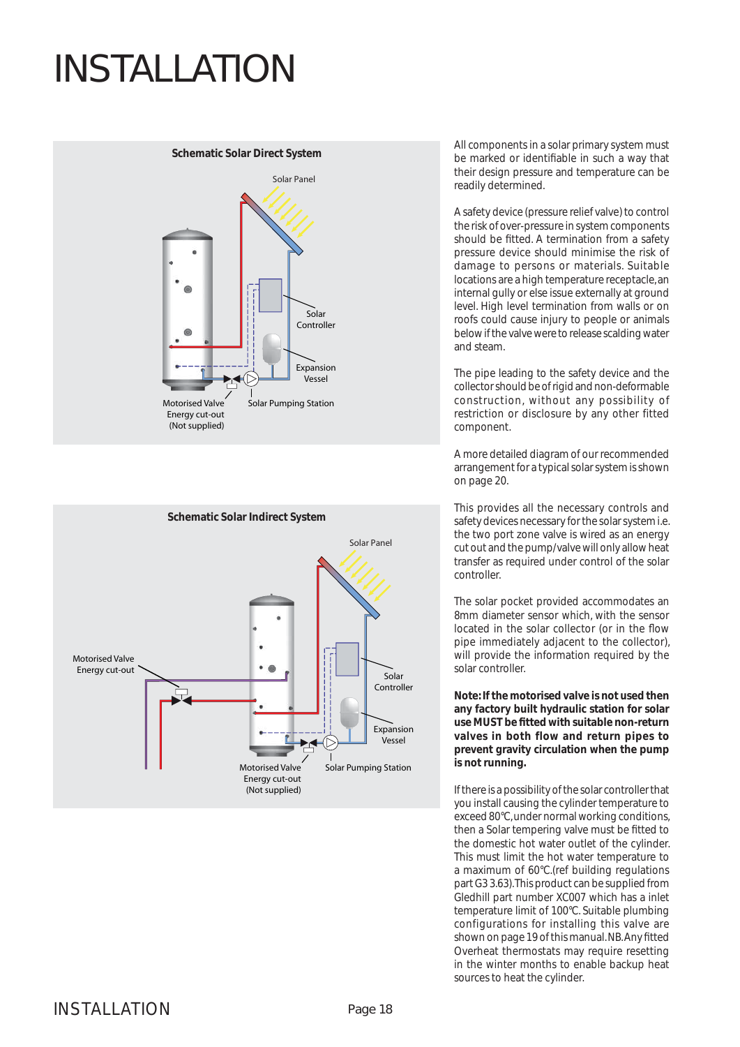# INSTALLATION

**Schematic Solar Direct System**

Solar Panel

Solar Controller

Expansion Vessel

Motorised Valve Energy cut-out (Not supplied)

Solar Pumping Station

**Schematic Solar Indirect System**

Solar Panel

Motorised Valve Energy cut-out

Solar Controller

Expansion Vessel

Motorised Valve Energy cut-out (Not supplied)

Solar Pumping Station

All components in a solar primary system must be marked or identifiable in such a way that their design pressure and temperature can be readily determined.

A safety device (pressure relief valve) to control the risk of over-pressure in system components should be fitted. A termination from a safety pressure device should minimise the risk of damage to persons or materials. Suitable locations are a high temperature receptacle, an internal gully or else issue externally at ground level. High level termination from walls or on roofs could cause injury to people or animals below if the valve were to release scalding water and steam.

The pipe leading to the safety device and the collector should be of rigid and non-deformable construction, without any possibility of restriction or disclosure by any other fitted component.

A more detailed diagram of our recommended arrangement for a typical solar system is shown on page 20.

This provides all the necessary controls and safety devices necessary for the solar system i.e. the two port zone valve is wired as an energy cut out and the pump/valve will only allow heat transfer as required under control of the solar controller.

The solar pocket provided accommodates an 8mm diameter sensor which, with the sensor located in the solar collector (or in the flow pipe immediately adjacent to the collector), will provide the information required by the solar controller.

**Note: If the motorised valve is not used then any factory built hydraulic station for solar use MUST be fitted with suitable non-return valves in both flow and return pipes to prevent gravity circulation when the pump is not running.**

If there is a possibility of the solar controller that you install causing the cylinder temperature to exceed 80°C, under normal working conditions, then a Solar tempering valve must be fitted to the domestic hot water outlet of the cylinder. This must limit the hot water temperature to a maximum of 60°C.(ref building regulations part G3 3.63). This product can be supplied from Gledhill part number XC007 which has a inlet temperature limit of 100°C. Suitable plumbing configurations for installing this valve are shown on page 19 of this manual. NB. Any fitted Overheat thermostats may require resetting in the winter months to enable backup heat sources to heat the cylinder.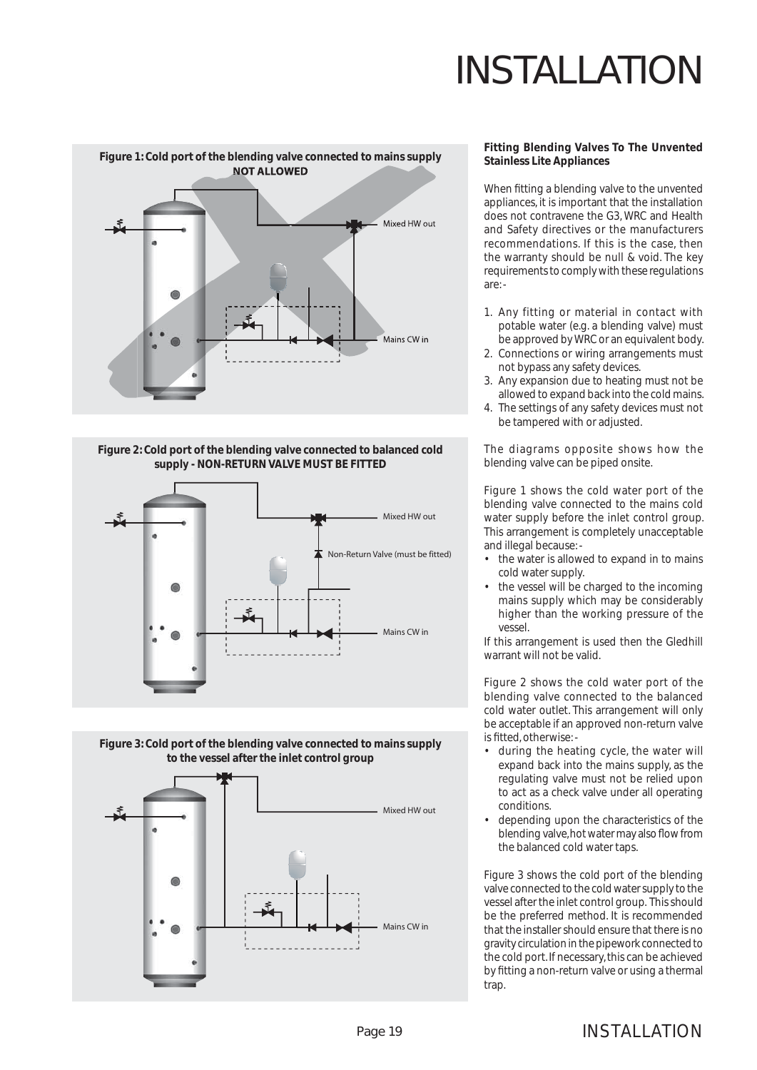**Figure 1: Cold port of the blending valve connected to mains supply NOT ALLOWED**

Mixed HW out

Mains CW in

**Figure 2: Cold port of the blending valve connected to balanced cold supply - NON-RETURN VALVE MUST BE FITTED**

Mixed HW out

Non-Return Valve (must be fitted)

Mains CW in

**Figure 3: Cold port of the blending valve connected to mains supply to the vessel after the inlet control group**

Mixed HW out

Mains CW in

**Fitting Blending Valves To The Unvented Stainless Lite Appliances**

When fitting a blending valve to the unvented appliances, it is important that the installation does not contravene the G3, WRC and Health and Safety directives or the manufacturers recommendations. If this is the case, then the warranty should be null & void. The key requirements to comply with these regulations are:-

1. Any fitting or material in contact with potable water (e.g. a blending valve) must be approved by WRC or an equivalent body.
2. Connections or wiring arrangements must not bypass any safety devices.
3. Any expansion due to heating must not be allowed to expand back into the cold mains.
4. The settings of any safety devices must not be tampered with or adjusted.

The diagrams opposite shows how the blending valve can be piped onsite.

Figure 1 shows the cold water port of the blending valve connected to the mains cold water supply before the inlet control group. This arrangement is completely unacceptable and illegal because:-

- the water is allowed to expand in to mains cold water supply.
- the vessel will be charged to the incoming mains supply which may be considerably higher than the working pressure of the vessel.

If this arrangement is used then the Gledhill warrant will not be valid.

Figure 2 shows the cold water port of the blending valve connected to the balanced cold water outlet. This arrangement will only be acceptable if an approved non-return valve is fitted, otherwise:-

- during the heating cycle, the water will expand back into the mains supply, as the regulating valve must not be relied upon to act as a check valve under all operating conditions.
- depending upon the characteristics of the blending valve, hot water may also flow from the balanced cold water taps.

Figure 3 shows the cold port of the blending valve connected to the cold water supply to the vessel after the inlet control group. This should be the preferred method. It is recommended that the installer should ensure that there is no gravity circulation in the pipework connected to the cold port. If necessary, this can be achieved by fitting a non-return valve or using a thermal trap.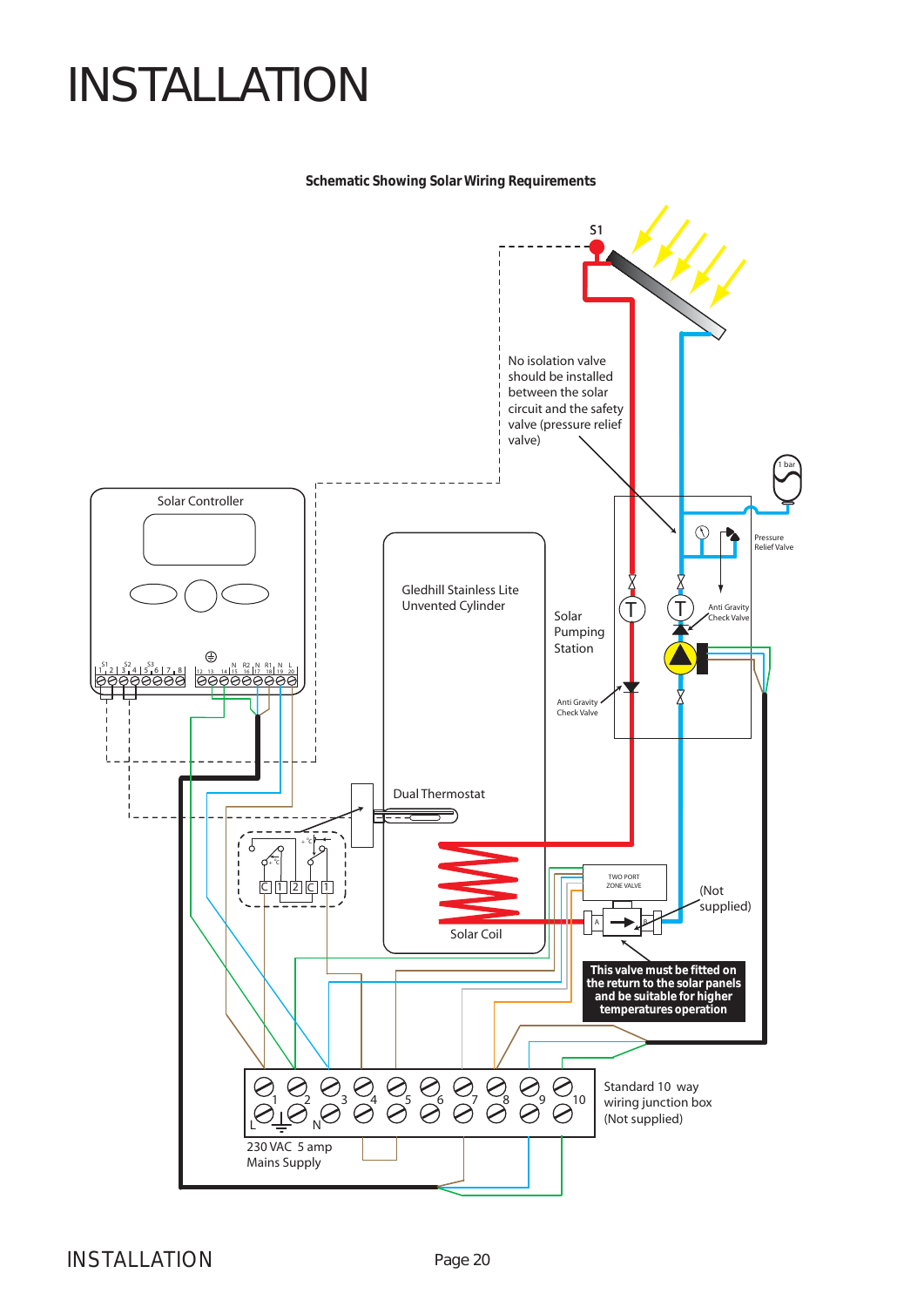# INSTALLATION

**Schematic Showing Solar Wiring Requirements**

S1

No isolation valve should be installed between the solar circuit and the safety valve (pressure relief valve)

1 bar

Pressure Relief Valve

Solar Controller

S1 1 2 S2 3 4 S3 5 6 7 8 12 13 14 N 15 R2 16 N 17 R1 18 N 19 L 20

Gledhill Stainless Lite Unvented Cylinder

Solar Pumping Station

Anti Gravity Check Valve

Anti Gravity Check Valve

Dual Thermostat

C 1 2 C 1

Solar Coil

TWO PORT ZONE VALVE

A B

(Not supplied)

**This valve must be fitted on the return to the solar panels and be suitable for higher temperatures operation**

1 2 3 4 5 6 7 8 9 10

L N

Standard 10 way wiring junction box (Not supplied)

230 VAC 5 amp Mains Supply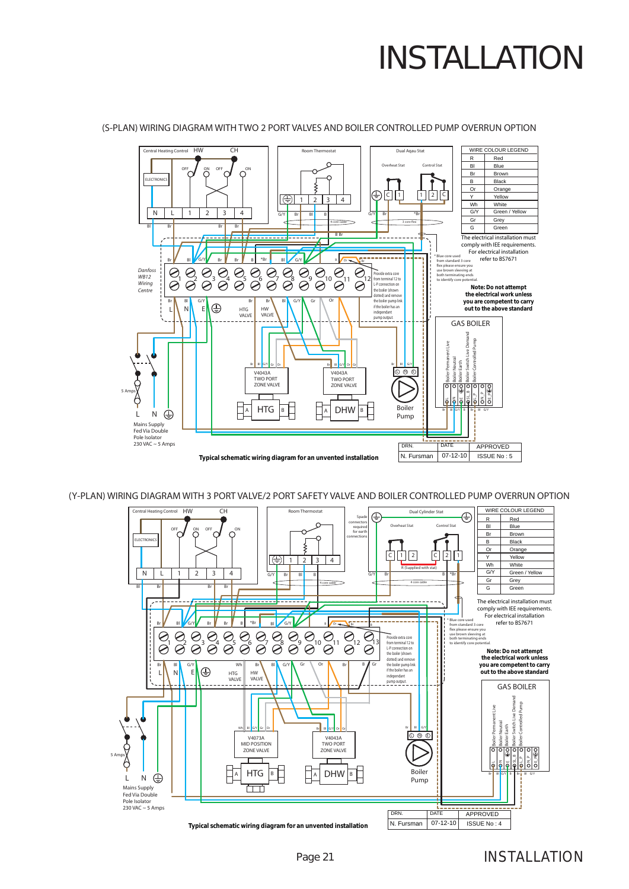# INSTALLATION

## (S-PLAN) WIRING DIAGRAM WITH TWO 2 PORT VALVES AND BOILER CONTROLLED PUMP OVERRUN OPTION

| WIRE COLOUR LEGEND | |
|---|---|
| R | Red |
| Bl | Blue |
| Br | Brown |
| B | Black |
| Or | Orange |
| Y | Yellow |
| Wh | White |
| G/Y | Green / Yellow |
| Gr | Grey |
| G | Green |

The electrical installation must comply with IEE requirements. For electrical installation refer to BS7671

* Blue core used from standard 3 core flex please ensure you use brown sleeving at both terminating ends to identify core potential.

Provide extra core from terminal 12 to L-P connection on the boiler (shown dotted) and remove the boiler pump link if the boiler has an independant pump output.

**Note: Do not attempt the electrical work unless you are competent to carry out to the above standard**

Central Heating Control HW CH — ELECTRONICS — OFF ON OFF ON — N L 1 2 3 4

Room Thermostat — 1 2 3 4 — 4 core cable

Dual Aqau Stat — Overheat Stat — Control Stat — C 1 — 1 2 C — 3 core flex

Danfoss WB12 Wiring Centre — 1 2 3 4 5 6 7 8 9 10 11 12 — L N E — HTG VALVE — HW VALVE

V4043A TWO PORT ZONE VALVE — HTG — V4043A TWO PORT ZONE VALVE — DHW — Boiler Pump

GAS BOILER — Boiler Permanent Live, Boiler Neutral, Boiler Earth, Boiler Switch Live Demand, Boiler Controlled Pump — L N E SL B L-P N E

5 Amps — L N — Mains Supply Fed Via Double Pole Isolator 230 VAC ~ 5 Amps

**Typical schematic wiring diagram for an unvented installation**

| DRN. | DATE | APPROVED |
|---|---|---|
| N. Fursman | 07-12-10 | ISSUE No : 5 |

## (Y-PLAN) WIRING DIAGRAM WITH 3 PORT VALVE/2 PORT SAFETY VALVE AND BOILER CONTROLLED PUMP OVERRUN OPTION

| WIRE COLOUR LEGEND | |
|---|---|
| R | Red |
| Bl | Blue |
| Br | Brown |
| B | Black |
| Or | Orange |
| Y | Yellow |
| Wh | White |
| G/Y | Green / Yellow |
| Gr | Grey |
| G | Green |

The electrical installation must comply with IEE requirements. For electrical installation refer to BS7671

* Blue core used from standard 3 core flex please ensure you use brown sleeving at both terminating ends to identify core potential.

Provide extra core from terminal 12 to L-P connection on the boiler (shown dotted) and remove the boiler pump link if the boiler has an independant pump output.

**Note: Do not attempt the electrical work unless you are competent to carry out to the above standard**

Central Heating Control HW CH — ELECTRONICS — OFF ON OFF ON — N L 1 2 3 4

Room Thermostat — 1 2 3 4 — 4 core cable

Spade connectors required for earth connections

Dual Cylinder Stat — Overheat Stat — Control Stat — C 1 2 — C 2 1 — R (Supplied with stat) — 4 core cable

1 2 3 4 5 6 7 8 9 10 11 12 13 — L N E — HTG VALVE — HW VALVE

V4073A MID POSITION ZONE VALVE — HTG — V4043A TWO PORT ZONE VALVE — DHW — Boiler Pump

GAS BOILER — Boiler Permanent Live, Boiler Neutral, Boiler Earth, Boiler Switch Live Demand, Boiler Controlled Pump — L N E SL B L-P N E

5 Amps — L N — Mains Supply Fed Via Double Pole Isolator 230 VAC ~ 5 Amps

**Typical schematic wiring diagram for an unvented installation**

| DRN. | DATE | APPROVED |
|---|---|---|
| N. Fursman | 07-12-10 | ISSUE No : 4 |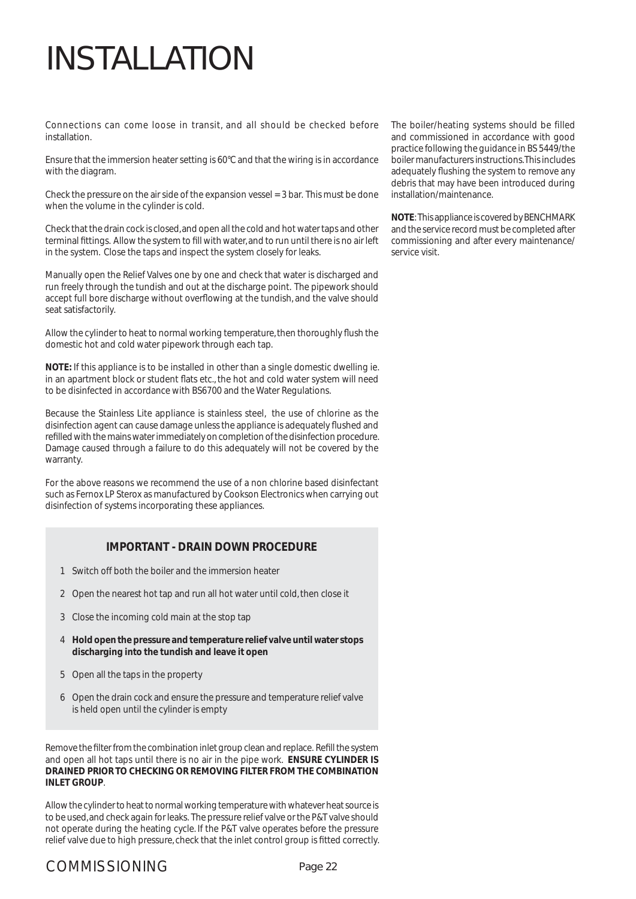# INSTALLATION

Connections can come loose in transit, and all should be checked before installation.

Ensure that the immersion heater setting is 60°C and that the wiring is in accordance with the diagram.

Check the pressure on the air side of the expansion vessel = 3 bar. This must be done when the volume in the cylinder is cold.

Check that the drain cock is closed, and open all the cold and hot water taps and other terminal fittings. Allow the system to fill with water, and to run until there is no air left in the system. Close the taps and inspect the system closely for leaks.

Manually open the Relief Valves one by one and check that water is discharged and run freely through the tundish and out at the discharge point. The pipework should accept full bore discharge without overflowing at the tundish, and the valve should seat satisfactorily.

Allow the cylinder to heat to normal working temperature, then thoroughly flush the domestic hot and cold water pipework through each tap.

**NOTE:** If this appliance is to be installed in other than a single domestic dwelling ie. in an apartment block or student flats etc., the hot and cold water system will need to be disinfected in accordance with BS6700 and the Water Regulations.

Because the Stainless Lite appliance is stainless steel, the use of chlorine as the disinfection agent can cause damage unless the appliance is adequately flushed and refilled with the mains water immediately on completion of the disinfection procedure. Damage caused through a failure to do this adequately will not be covered by the warranty.

For the above reasons we recommend the use of a non chlorine based disinfectant such as Fernox LP Sterox as manufactured by Cookson Electronics when carrying out disinfection of systems incorporating these appliances.

### IMPORTANT - DRAIN DOWN PROCEDURE

1. Switch off both the boiler and the immersion heater
2. Open the nearest hot tap and run all hot water until cold, then close it
3. Close the incoming cold main at the stop tap
4. **Hold open the pressure and temperature relief valve until water stops discharging into the tundish and leave it open**
5. Open all the taps in the property
6. Open the drain cock and ensure the pressure and temperature relief valve is held open until the cylinder is empty

Remove the filter from the combination inlet group clean and replace. Refill the system and open all hot taps until there is no air in the pipe work. **ENSURE CYLINDER IS DRAINED PRIOR TO CHECKING OR REMOVING FILTER FROM THE COMBINATION INLET GROUP**.

Allow the cylinder to heat to normal working temperature with whatever heat source is to be used, and check again for leaks. The pressure relief valve or the P&T valve should not operate during the heating cycle. If the P&T valve operates before the pressure relief valve due to high pressure, check that the inlet control group is fitted correctly.

The boiler/heating systems should be filled and commissioned in accordance with good practice following the guidance in BS 5449/the boiler manufacturers instructions.This includes adequately flushing the system to remove any debris that may have been introduced during installation/maintenance.

**NOTE**: This appliance is covered by BENCHMARK and the service record must be completed after commissioning and after every maintenance/service visit.

## COMMISSIONING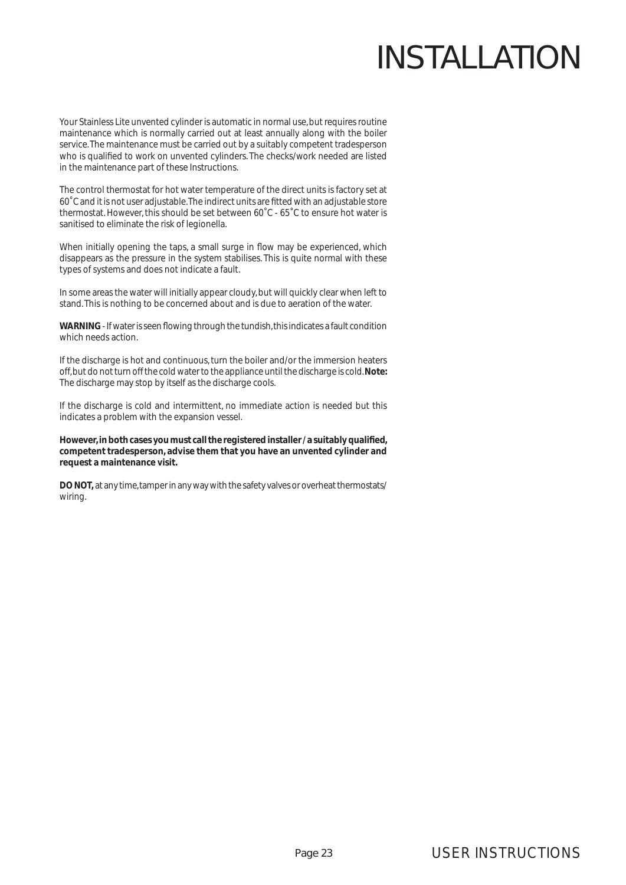# INSTALLATION

Your Stainless Lite unvented cylinder is automatic in normal use, but requires routine maintenance which is normally carried out at least annually along with the boiler service. The maintenance must be carried out by a suitably competent tradesperson who is qualified to work on unvented cylinders. The checks/work needed are listed in the maintenance part of these Instructions.

The control thermostat for hot water temperature of the direct units is factory set at 60˚C and it is not user adjustable. The indirect units are fitted with an adjustable store thermostat. However, this should be set between 60˚C - 65˚C to ensure hot water is sanitised to eliminate the risk of legionella.

When initially opening the taps, a small surge in flow may be experienced, which disappears as the pressure in the system stabilises. This is quite normal with these types of systems and does not indicate a fault.

In some areas the water will initially appear cloudy, but will quickly clear when left to stand. This is nothing to be concerned about and is due to aeration of the water.

**WARNING** - If water is seen flowing through the tundish, this indicates a fault condition which needs action.

If the discharge is hot and continuous, turn the boiler and/or the immersion heaters off, but do not turn off the cold water to the appliance until the discharge is cold. **Note:** The discharge may stop by itself as the discharge cools.

If the discharge is cold and intermittent, no immediate action is needed but this indicates a problem with the expansion vessel.

**However, in both cases you must call the registered installer / a suitably qualified, competent tradesperson, advise them that you have an unvented cylinder and request a maintenance visit.**

**DO NOT,** at any time, tamper in any way with the safety valves or overheat thermostats/ wiring.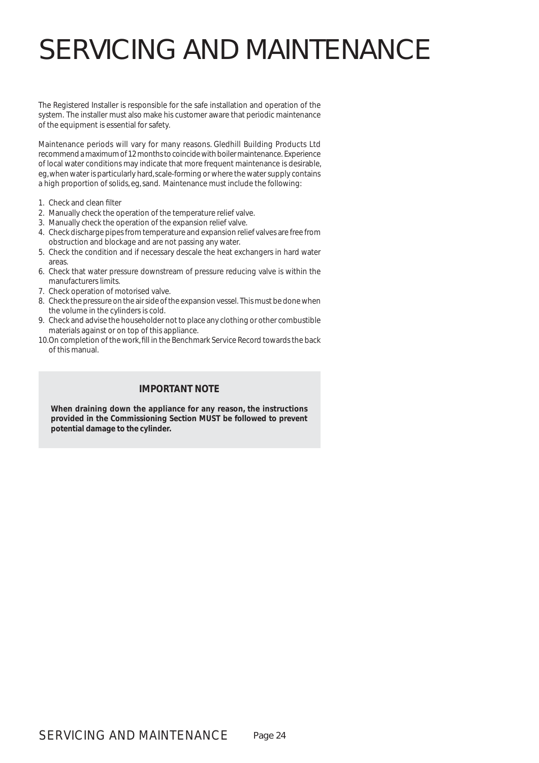# SERVICING AND MAINTENANCE

The Registered Installer is responsible for the safe installation and operation of the system. The installer must also make his customer aware that periodic maintenance of the equipment is essential for safety.

Maintenance periods will vary for many reasons. Gledhill Building Products Ltd recommend a maximum of 12 months to coincide with boiler maintenance. Experience of local water conditions may indicate that more frequent maintenance is desirable, eg, when water is particularly hard, scale-forming or where the water supply contains a high proportion of solids, eg, sand. Maintenance must include the following:

1. Check and clean filter
2. Manually check the operation of the temperature relief valve.
3. Manually check the operation of the expansion relief valve.
4. Check discharge pipes from temperature and expansion relief valves are free from obstruction and blockage and are not passing any water.
5. Check the condition and if necessary descale the heat exchangers in hard water areas.
6. Check that water pressure downstream of pressure reducing valve is within the manufacturers limits.
7. Check operation of motorised valve.
8. Check the pressure on the air side of the expansion vessel. This must be done when the volume in the cylinders is cold.
9. Check and advise the householder not to place any clothing or other combustible materials against or on top of this appliance.
10. On completion of the work, fill in the Benchmark Service Record towards the back of this manual.

**IMPORTANT NOTE**

**When draining down the appliance for any reason, the instructions provided in the Commissioning Section MUST be followed to prevent potential damage to the cylinder.**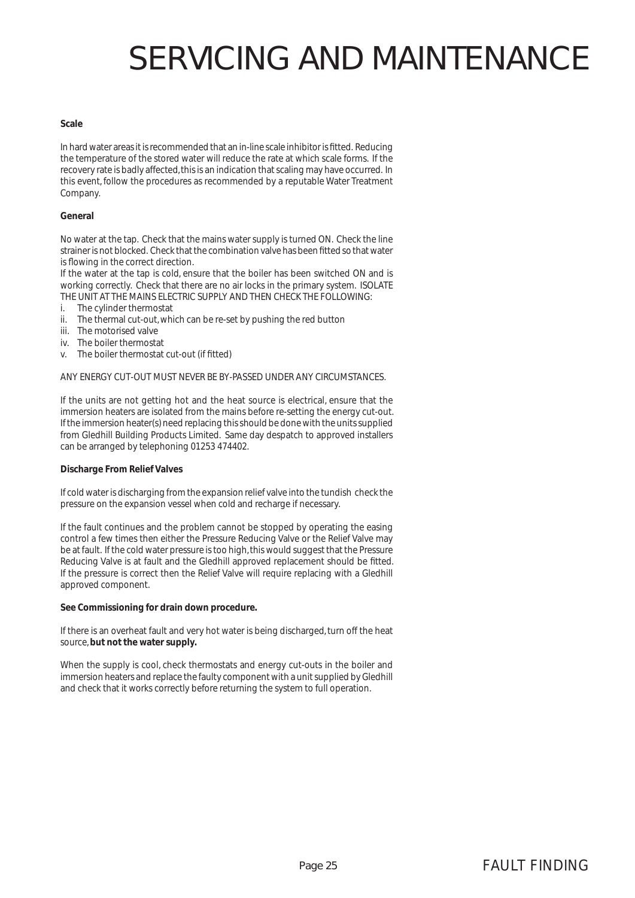# SERVICING AND MAINTENANCE

**Scale**

In hard water areas it is recommended that an in-line scale inhibitor is fitted. Reducing the temperature of the stored water will reduce the rate at which scale forms. If the recovery rate is badly affected, this is an indication that scaling may have occurred. In this event, follow the procedures as recommended by a reputable Water Treatment Company.

**General**

No water at the tap. Check that the mains water supply is turned ON. Check the line strainer is not blocked. Check that the combination valve has been fitted so that water is flowing in the correct direction.

If the water at the tap is cold, ensure that the boiler has been switched ON and is working correctly. Check that there are no air locks in the primary system. ISOLATE THE UNIT AT THE MAINS ELECTRIC SUPPLY AND THEN CHECK THE FOLLOWING:

i. The cylinder thermostat
ii. The thermal cut-out, which can be re-set by pushing the red button
iii. The motorised valve
iv. The boiler thermostat
v. The boiler thermostat cut-out (if fitted)

ANY ENERGY CUT-OUT MUST NEVER BE BY-PASSED UNDER ANY CIRCUMSTANCES.

If the units are not getting hot and the heat source is electrical, ensure that the immersion heaters are isolated from the mains before re-setting the energy cut-out. If the immersion heater(s) need replacing this should be done with the units supplied from Gledhill Building Products Limited. Same day despatch to approved installers can be arranged by telephoning 01253 474402.

**Discharge From Relief Valves**

If cold water is discharging from the expansion relief valve into the tundish check the pressure on the expansion vessel when cold and recharge if necessary.

If the fault continues and the problem cannot be stopped by operating the easing control a few times then either the Pressure Reducing Valve or the Relief Valve may be at fault. If the cold water pressure is too high, this would suggest that the Pressure Reducing Valve is at fault and the Gledhill approved replacement should be fitted. If the pressure is correct then the Relief Valve will require replacing with a Gledhill approved component.

**See Commissioning for drain down procedure.**

If there is an overheat fault and very hot water is being discharged, turn off the heat source, **but not the water supply.**

When the supply is cool, check thermostats and energy cut-outs in the boiler and immersion heaters and replace the faulty component with a unit supplied by Gledhill and check that it works correctly before returning the system to full operation.

FAULT FINDING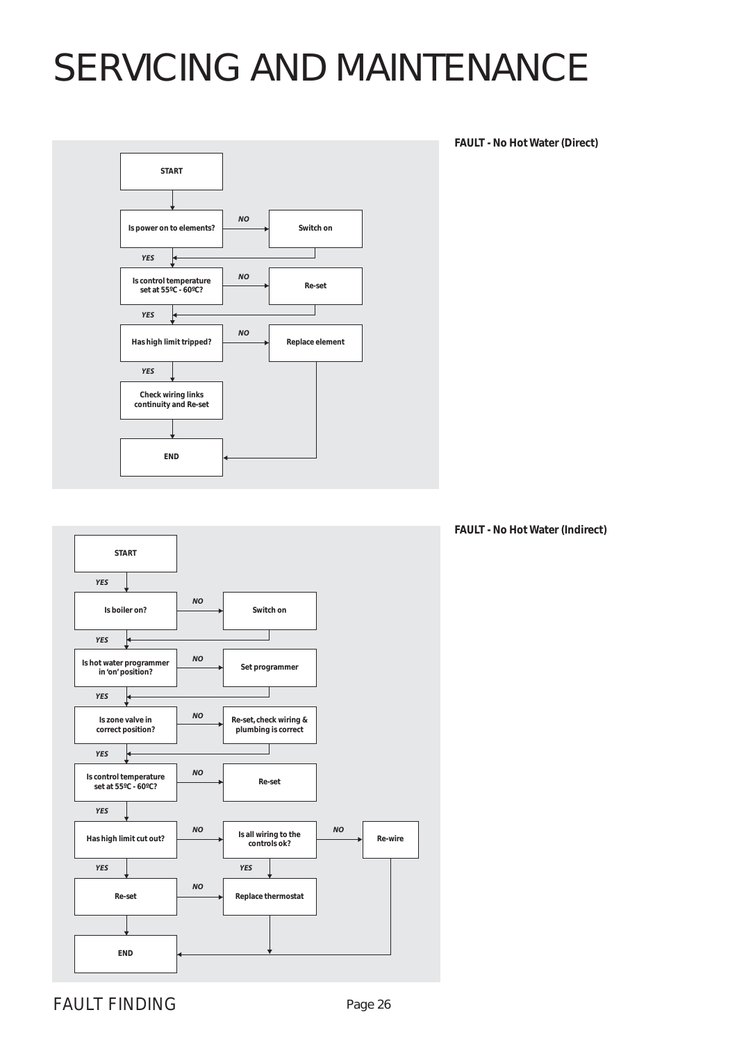# SERVICING AND MAINTENANCE

**FAULT - No Hot Water (Direct)**

START

Is power on to elements? — NO → Switch on

YES

Is control temperature set at 55ºC - 60ºC? — NO → Re-set

YES

Has high limit tripped? — NO → Replace element

YES

Check wiring links continuity and Re-set

END

**FAULT - No Hot Water (Indirect)**

START

YES

Is boiler on? — NO → Switch on

YES

Is hot water programmer in 'on' position? — NO → Set programmer

YES

Is zone valve in correct position? — NO → Re-set, check wiring & plumbing is correct

YES

Is control temperature set at 55ºC - 60ºC? — NO → Re-set

YES

Has high limit cut out? — NO → Is all wiring to the controls ok? — NO → Re-wire

YES (Is all wiring to the controls ok?) → Replace thermostat

YES (Has high limit cut out?) → Re-set

Re-set — NO → Replace thermostat

END

FAULT FINDING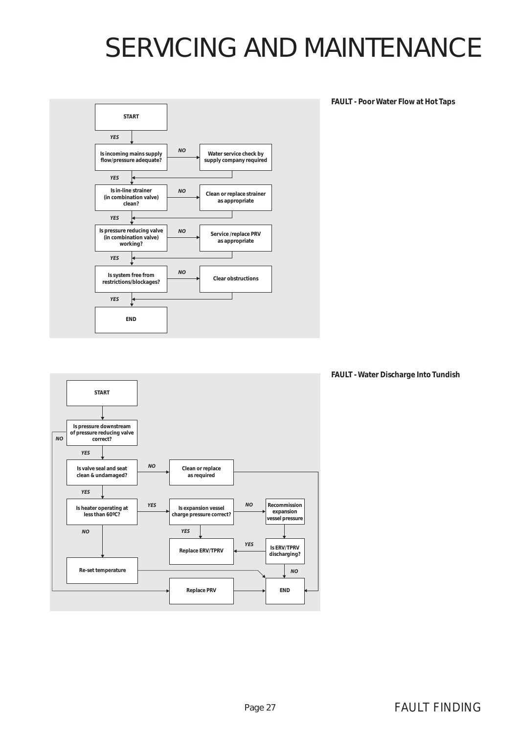# SERVICING AND MAINTENANCE

**FAULT - Poor Water Flow at Hot Taps**

START

YES

Is incoming mains supply flow/pressure adequate? — NO → Water service check by supply company required

YES

Is in-line strainer (in combination valve) clean? — NO → Clean or replace strainer as appropriate

YES

Is pressure reducing valve (in combination valve) working? — NO → Service /replace PRV as appropriate

YES

Is system free from restrictions/blockages? — NO → Clear obstructions

YES

END

**FAULT - Water Discharge Into Tundish**

START

Is pressure downstream of pressure reducing valve correct? — NO → Replace PRV

YES

Is valve seal and seat clean & undamaged? — NO → Clean or replace as required → END

YES

Is heater operating at less than 60ºC? — NO → Re-set temperature → END

YES → Is expansion vessel charge pressure correct? — NO → Recommission expansion vessel pressure → Is ERV/TPRV discharging? — YES → Replace ERV/TPRV; NO → END

Is expansion vessel charge pressure correct? — YES → Replace ERV/TPRV

Replace PRV → END

FAULT FINDING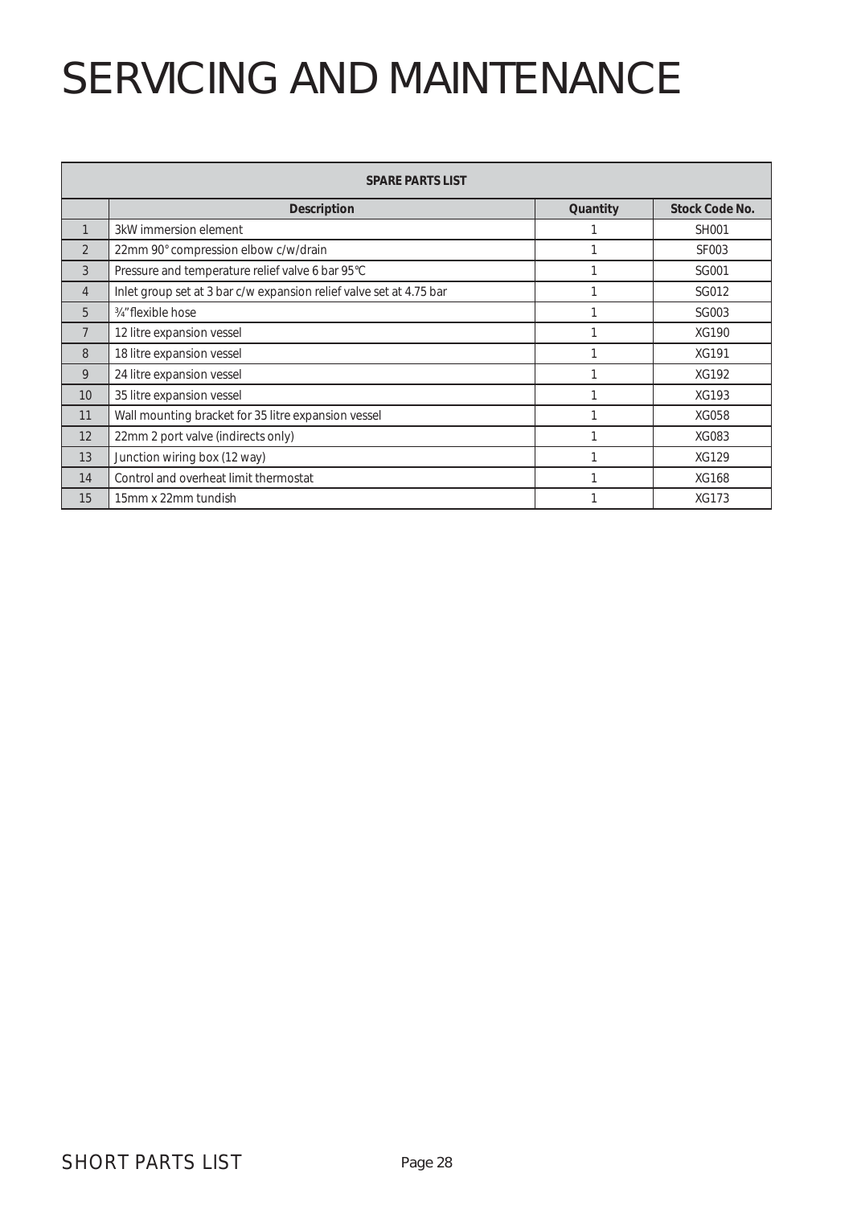# SERVICING AND MAINTENANCE

| SPARE PARTS LIST | | | |
|---|---|---|---|
| | Description | Quantity | Stock Code No. |
| 1 | 3kW immersion element | 1 | SH001 |
| 2 | 22mm 90° compression elbow c/w/drain | 1 | SF003 |
| 3 | Pressure and temperature relief valve 6 bar 95°C | 1 | SG001 |
| 4 | Inlet group set at 3 bar c/w expansion relief valve set at 4.75 bar | 1 | SG012 |
| 5 | ¾" flexible hose | 1 | SG003 |
| 7 | 12 litre expansion vessel | 1 | XG190 |
| 8 | 18 litre expansion vessel | 1 | XG191 |
| 9 | 24 litre expansion vessel | 1 | XG192 |
| 10 | 35 litre expansion vessel | 1 | XG193 |
| 11 | Wall mounting bracket for 35 litre expansion vessel | 1 | XG058 |
| 12 | 22mm 2 port valve (indirects only) | 1 | XG083 |
| 13 | Junction wiring box (12 way) | 1 | XG129 |
| 14 | Control and overheat limit thermostat | 1 | XG168 |
| 15 | 15mm x 22mm tundish | 1 | XG173 |

SHORT PARTS LIST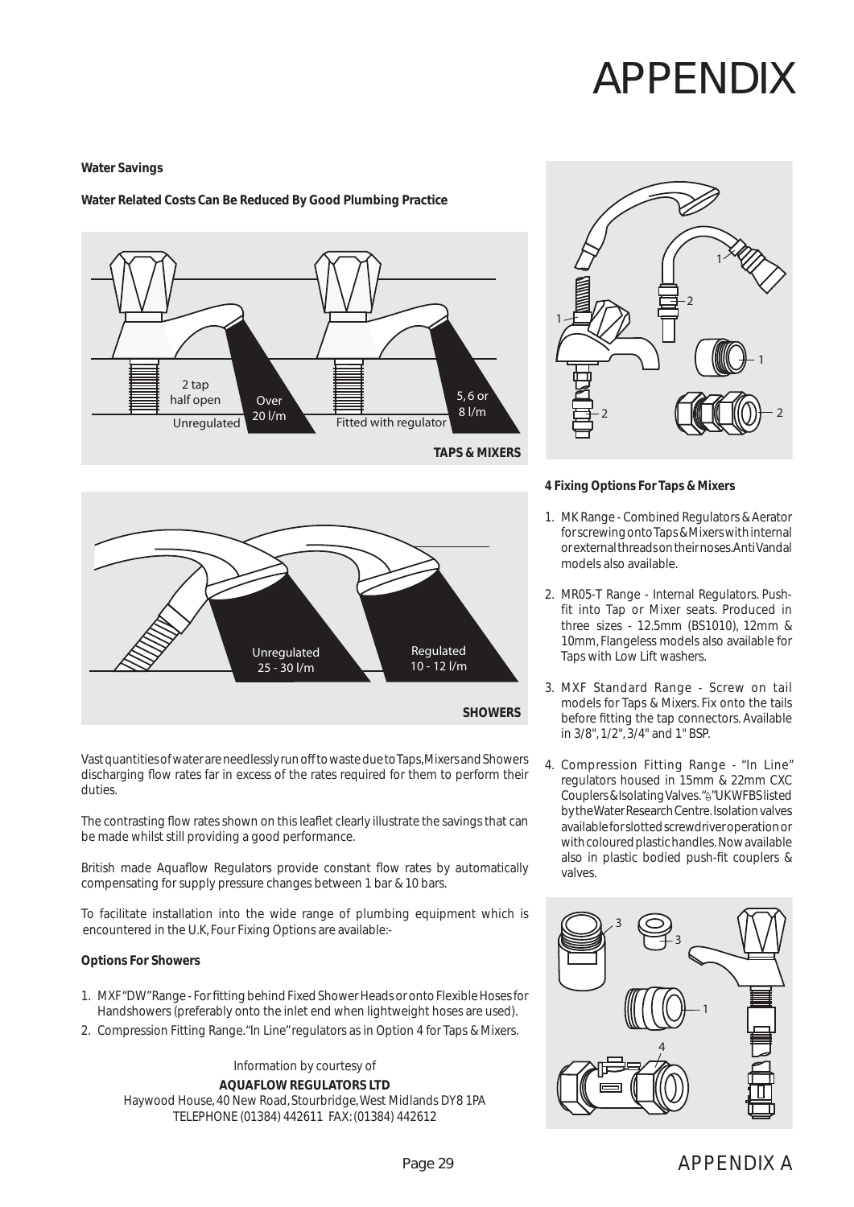# APPENDIX

**Water Savings**

**Water Related Costs Can Be Reduced By Good Plumbing Practice**

2 tap half open

Unregulated

Over 20 l/m

Fitted with regulator

5, 6 or 8 l/m

**TAPS & MIXERS**

Unregulated 25 - 30 l/m

Regulated 10 - 12 l/m

**SHOWERS**

Vast quantities of water are needlessly run off to waste due to Taps, Mixers and Showers discharging flow rates far in excess of the rates required for them to perform their duties.

The contrasting flow rates shown on this leaflet clearly illustrate the savings that can be made whilst still providing a good performance.

British made Aquaflow Regulators provide constant flow rates by automatically compensating for supply pressure changes between 1 bar & 10 bars.

To facilitate installation into the wide range of plumbing equipment which is encountered in the U.K, Four Fixing Options are available:-

**Options For Showers**

1. MXF "DW" Range - For fitting behind Fixed Shower Heads or onto Flexible Hoses for Handshowers (preferably onto the inlet end when lightweight hoses are used).
2. Compression Fitting Range. "In Line" regulators as in Option 4 for Taps & Mixers.

Information by courtesy of

**AQUAFLOW REGULATORS LTD**

Haywood House, 40 New Road, Stourbridge, West Midlands DY8 1PA

TELEPHONE (01384) 442611 FAX: (01384) 442612

**4 Fixing Options For Taps & Mixers**

1. MK Range - Combined Regulators & Aerator for screwing onto Taps & Mixers with internal or external threads on their noses. Anti Vandal models also available.
2. MR05-T Range - Internal Regulators. Push-fit into Tap or Mixer seats. Produced in three sizes - 12.5mm (BS1010), 12mm & 10mm, Flangeless models also available for Taps with Low Lift washers.
3. MXF Standard Range - Screw on tail models for Taps & Mixers. Fix onto the tails before fitting the tap connectors. Available in 3/8", 1/2", 3/4" and 1" BSP.
4. Compression Fitting Range - "In Line" regulators housed in 15mm & 22mm CXC Couplers & Isolating Valves. "♿" UKWFBS listed by the Water Research Centre. Isolation valves available for slotted screwdriver operation or with coloured plastic handles. Now available also in plastic bodied push-fit couplers & valves.

# APPENDIX A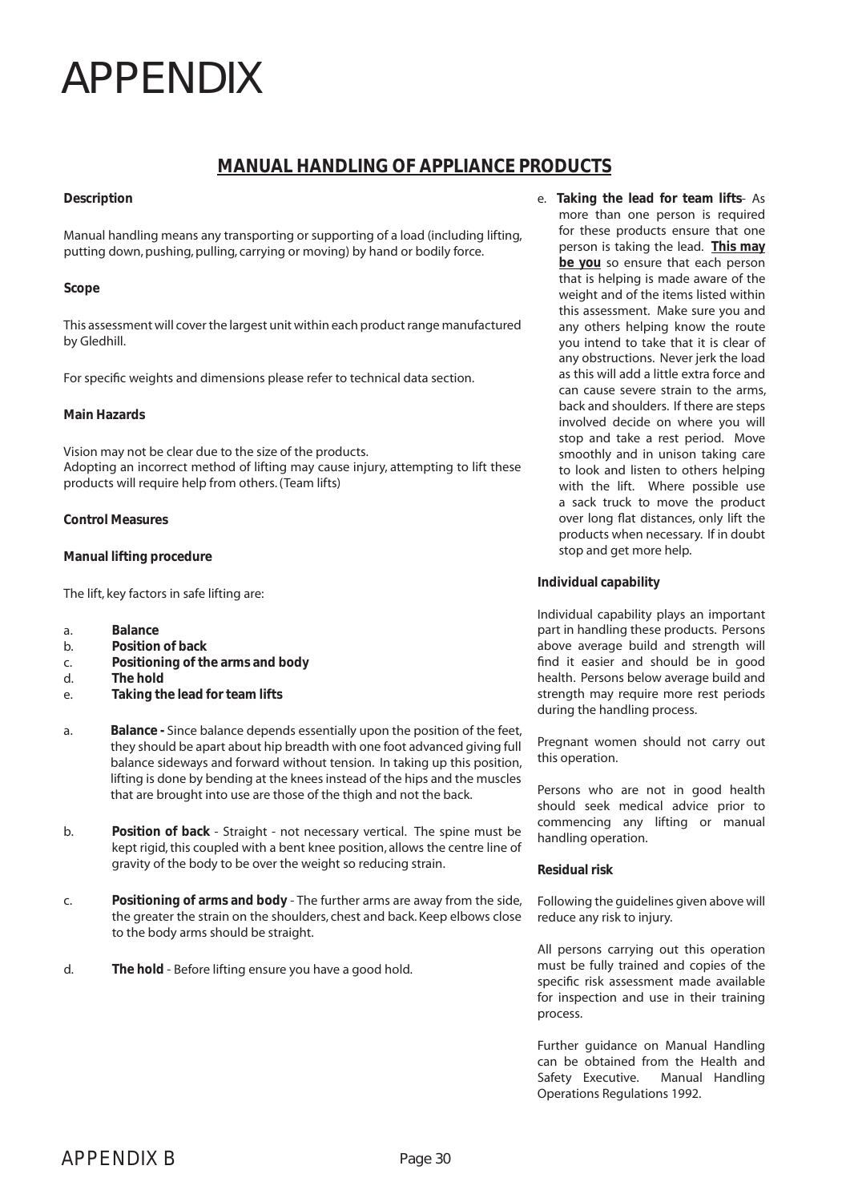# APPENDIX

## MANUAL HANDLING OF APPLIANCE PRODUCTS

**Description**

Manual handling means any transporting or supporting of a load (including lifting, putting down, pushing, pulling, carrying or moving) by hand or bodily force.

**Scope**

This assessment will cover the largest unit within each product range manufactured by Gledhill.

For specific weights and dimensions please refer to technical data section.

**Main Hazards**

Vision may not be clear due to the size of the products.
Adopting an incorrect method of lifting may cause injury, attempting to lift these products will require help from others. (Team lifts)

**Control Measures**

**Manual lifting procedure**

The lift, key factors in safe lifting are:

a. **Balance**
b. **Position of back**
c. **Positioning of the arms and body**
d. **The hold**
e. **Taking the lead for team lifts**

a. **Balance -** Since balance depends essentially upon the position of the feet, they should be apart about hip breadth with one foot advanced giving full balance sideways and forward without tension. In taking up this position, lifting is done by bending at the knees instead of the hips and the muscles that are brought into use are those of the thigh and not the back.

b. **Position of back** - Straight - not necessary vertical. The spine must be kept rigid, this coupled with a bent knee position, allows the centre line of gravity of the body to be over the weight so reducing strain.

c. **Positioning of arms and body** - The further arms are away from the side, the greater the strain on the shoulders, chest and back. Keep elbows close to the body arms should be straight.

d. **The hold** - Before lifting ensure you have a good hold.

e. **Taking the lead for team lifts**- As more than one person is required for these products ensure that one person is taking the lead. **This may be you** so ensure that each person that is helping is made aware of the weight and of the items listed within this assessment. Make sure you and any others helping know the route you intend to take that it is clear of any obstructions. Never jerk the load as this will add a little extra force and can cause severe strain to the arms, back and shoulders. If there are steps involved decide on where you will stop and take a rest period. Move smoothly and in unison taking care to look and listen to others helping with the lift. Where possible use a sack truck to move the product over long flat distances, only lift the products when necessary. If in doubt stop and get more help.

**Individual capability**

Individual capability plays an important part in handling these products. Persons above average build and strength will find it easier and should be in good health. Persons below average build and strength may require more rest periods during the handling process.

Pregnant women should not carry out this operation.

Persons who are not in good health should seek medical advice prior to commencing any lifting or manual handling operation.

**Residual risk**

Following the guidelines given above will reduce any risk to injury.

All persons carrying out this operation must be fully trained and copies of the specific risk assessment made available for inspection and use in their training process.

Further guidance on Manual Handling can be obtained from the Health and Safety Executive. Manual Handling Operations Regulations 1992.

APPENDIX B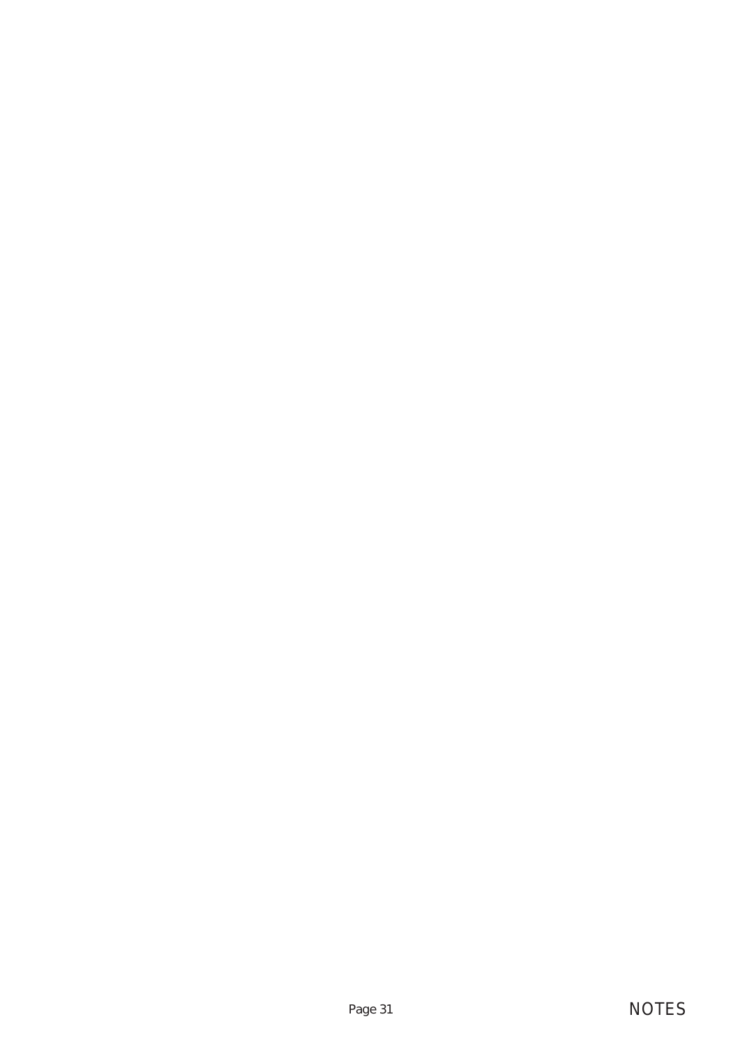# NOTES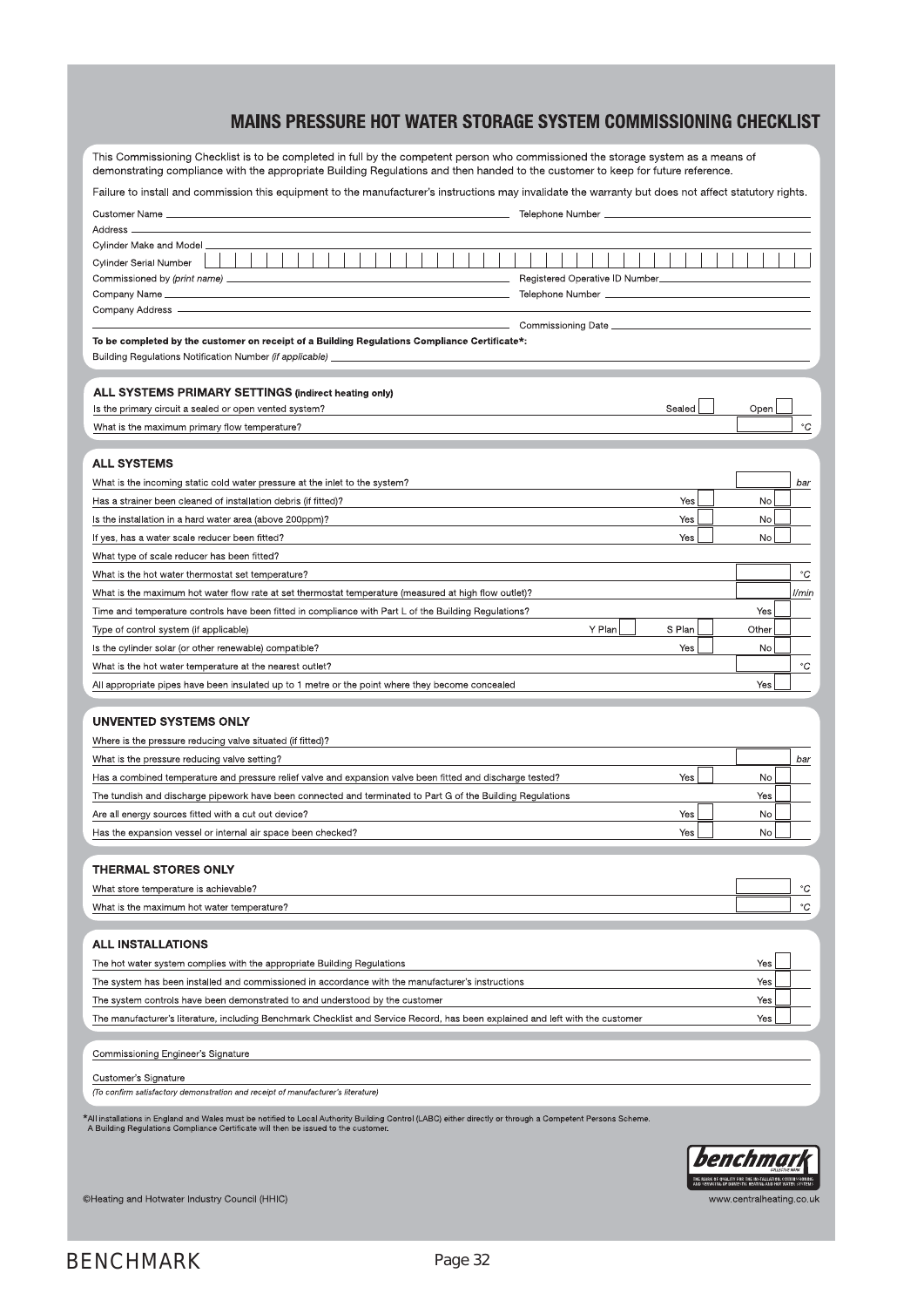# MAINS PRESSURE HOT WATER STORAGE SYSTEM COMMISSIONING CHECKLIST

This Commissioning Checklist is to be completed in full by the competent person who commissioned the storage system as a means of demonstrating compliance with the appropriate Building Regulations and then handed to the customer to keep for future reference.

Failure to install and commission this equipment to the manufacturer's instructions may invalidate the warranty but does not affect statutory rights.

Customer Name ____________________ Telephone Number ____________________

Address ____________________

Cylinder Make and Model ____________________

Cylinder Serial Number ____________________

Commissioned by *(print name)* ____________________ Registered Operative ID Number ____________________

Company Name ____________________ Telephone Number ____________________

Company Address ____________________

Commissioning Date ____________________

**To be completed by the customer on receipt of a Building Regulations Compliance Certificate*:**

Building Regulations Notification Number *(if applicable)* ____________________

## ALL SYSTEMS PRIMARY SETTINGS (indirect heating only)

| | | | |
|---|---|---|---|
| Is the primary circuit a sealed or open vented system? | | Sealed ☐ | Open ☐ |
| What is the maximum primary flow temperature? | | | ☐ °C |

## ALL SYSTEMS

| | | | |
|---|---|---|---|
| What is the incoming static cold water pressure at the inlet to the system? | | | ☐ bar |
| Has a strainer been cleaned of installation debris (if fitted)? | | Yes ☐ | No ☐ |
| Is the installation in a hard water area (above 200ppm)? | | Yes ☐ | No ☐ |
| If yes, has a water scale reducer been fitted? | | Yes ☐ | No ☐ |
| What type of scale reducer has been fitted? | | | |
| What is the hot water thermostat set temperature? | | | ☐ °C |
| What is the maximum hot water flow rate at set thermostat temperature (measured at high flow outlet)? | | | ☐ l/min |
| Time and temperature controls have been fitted in compliance with Part L of the Building Regulations? | | | Yes ☐ |
| Type of control system (if applicable) | Y Plan ☐ | S Plan ☐ | Other ☐ |
| Is the cylinder solar (or other renewable) compatible? | | Yes ☐ | No ☐ |
| What is the hot water temperature at the nearest outlet? | | | ☐ °C |
| All appropriate pipes have been insulated up to 1 metre or the point where they become concealed | | | Yes ☐ |

## UNVENTED SYSTEMS ONLY

| | | |
|---|---|---|
| Where is the pressure reducing valve situated (if fitted)? | | |
| What is the pressure reducing valve setting? | | ☐ bar |
| Has a combined temperature and pressure relief valve and expansion valve been fitted and discharge tested? | Yes ☐ | No ☐ |
| The tundish and discharge pipework have been connected and terminated to Part G of the Building Regulations | | Yes ☐ |
| Are all energy sources fitted with a cut out device? | Yes ☐ | No ☐ |
| Has the expansion vessel or internal air space been checked? | Yes ☐ | No ☐ |

## THERMAL STORES ONLY

| | |
|---|---|
| What store temperature is achievable? | ☐ °C |
| What is the maximum hot water temperature? | ☐ °C |

## ALL INSTALLATIONS

| | |
|---|---|
| The hot water system complies with the appropriate Building Regulations | Yes ☐ |
| The system has been installed and commissioned in accordance with the manufacturer's instructions | Yes ☐ |
| The system controls have been demonstrated to and understood by the customer | Yes ☐ |
| The manufacturer's literature, including Benchmark Checklist and Service Record, has been explained and left with the customer | Yes ☐ |

Commissioning Engineer's Signature ____________________

Customer's Signature ____________________

*(To confirm satisfactory demonstration and receipt of manufacturer's literature)*

*All installations in England and Wales must be notified to Local Authority Building Control (LABC) either directly or through a Competent Persons Scheme. A Building Regulations Compliance Certificate will then be issued to the customer.

©Heating and Hotwater Industry Council (HHIC)

www.centralheating.co.uk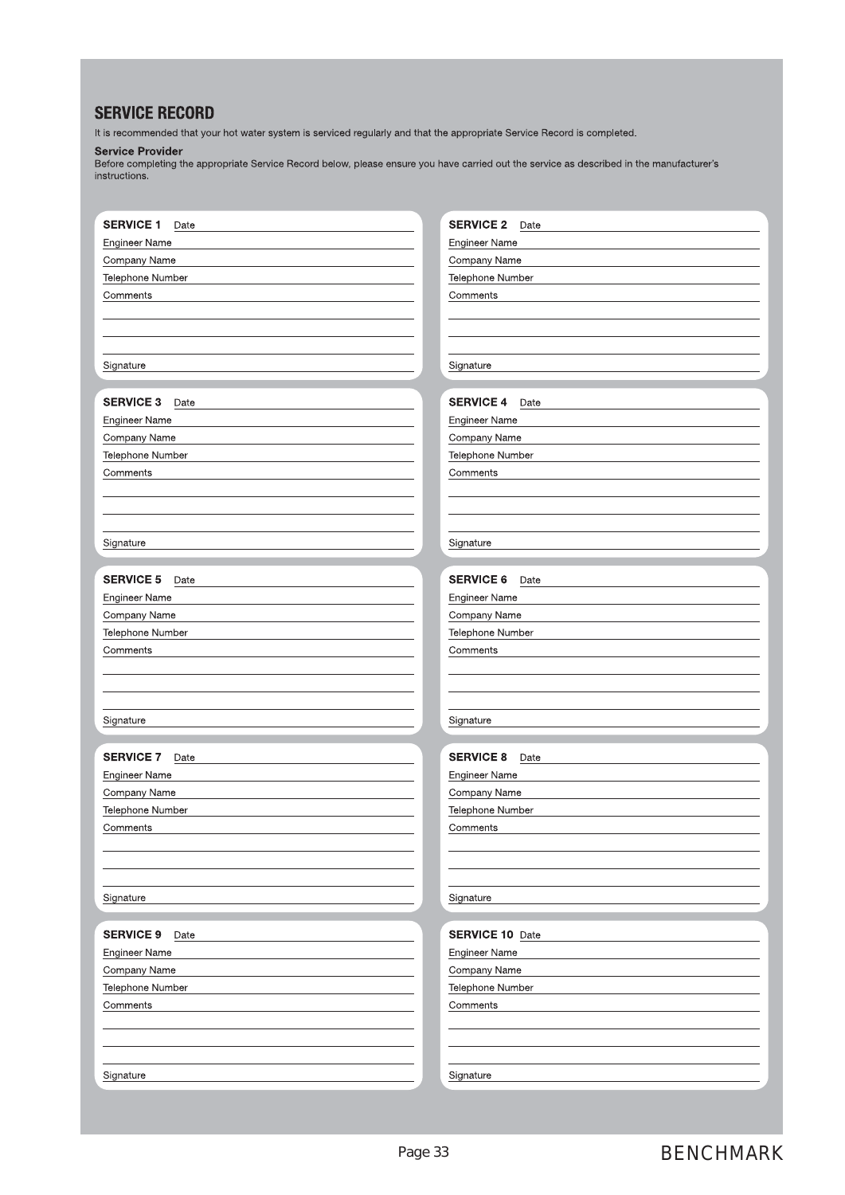# SERVICE RECORD

It is recommended that your hot water system is serviced regularly and that the appropriate Service Record is completed.

**Service Provider**
Before completing the appropriate Service Record below, please ensure you have carried out the service as described in the manufacturer's instructions.

**SERVICE 1** Date
Engineer Name
Company Name
Telephone Number
Comments

Signature

**SERVICE 2** Date
Engineer Name
Company Name
Telephone Number
Comments

Signature

**SERVICE 3** Date
Engineer Name
Company Name
Telephone Number
Comments

Signature

**SERVICE 4** Date
Engineer Name
Company Name
Telephone Number
Comments

Signature

**SERVICE 5** Date
Engineer Name
Company Name
Telephone Number
Comments

Signature

**SERVICE 6** Date
Engineer Name
Company Name
Telephone Number
Comments

Signature

**SERVICE 7** Date
Engineer Name
Company Name
Telephone Number
Comments

Signature

**SERVICE 8** Date
Engineer Name
Company Name
Telephone Number
Comments

Signature

**SERVICE 9** Date
Engineer Name
Company Name
Telephone Number
Comments

Signature

**SERVICE 10** Date
Engineer Name
Company Name
Telephone Number
Comments

Signature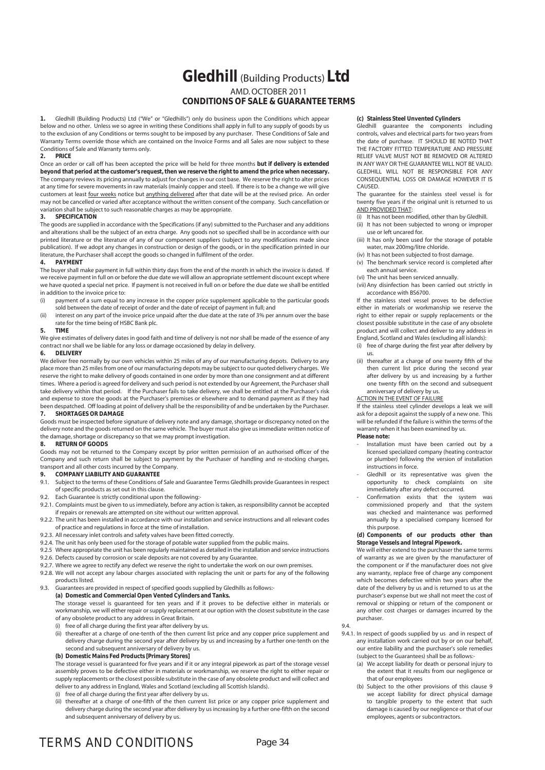# Gledhill (Building Products) Ltd

AMD. OCTOBER 2011

**CONDITIONS OF SALE & GUARANTEE TERMS**

**1.** Gledhill (Building Products) Ltd ("We" or "Gledhills") only do business upon the Conditions which appear below and no other. Unless we so agree in writing these Conditions shall apply in full to any supply of goods by us to the exclusion of any Conditions or terms sought to be imposed by any purchaser. These Conditions of Sale and Warranty Terms override those which are contained on the Invoice Forms and all Sales are now subject to these Conditions of Sale and Warranty terms only.

**2. PRICE**

Once an order or call off has been accepted the price will be held for three months **but if delivery is extended beyond that period at the customer's request, then we reserve the right to amend the price when necessary.** The company reviews its pricing annually to adjust for changes in our cost base. We reserve the right to alter prices at any time for severe movements in raw materials (mainly copper and steel). If there is to be a change we will give customers at least four weeks notice but anything delivered after that date will be at the revised price. An order may not be cancelled or varied after acceptance without the written consent of the company. Such cancellation or variation shall be subject to such reasonable charges as may be appropriate.

**3. SPECIFICATION**

The goods are supplied in accordance with the Specifications (if any) submitted to the Purchaser and any additions and alterations shall be the subject of an extra charge. Any goods not so specified shall be in accordance with our printed literature or the literature of any of our component suppliers (subject to any modifications made since publication). If we adopt any changes in construction or design of the goods, or in the specification printed in our literature, the Purchaser shall accept the goods so changed in fulfilment of the order.

**4. PAYMENT**

The buyer shall make payment in full within thirty days from the end of the month in which the invoice is dated. If we receive payment in full on or before the due date we will allow an appropriate settlement discount except where we have quoted a special net price. If payment is not received in full on or before the due date we shall be entitled in addition to the invoice price to:

(i) payment of a sum equal to any increase in the copper price supplement applicable to the particular goods sold between the date of receipt of order and the date of receipt of payment in full; and
(ii) interest on any part of the invoice price unpaid after the due date at the rate of 3% per annum over the base rate for the time being of HSBC Bank plc.

**5. TIME**

We give estimates of delivery dates in good faith and time of delivery is not nor shall be made of the essence of any contract nor shall we be liable for any loss or damage occasioned by delay in delivery.

**6. DELIVERY**

We deliver free normally by our own vehicles within 25 miles of any of our manufacturing depots. Delivery to any place more than 25 miles from one of our manufacturing depots may be subject to our quoted delivery charges. We reserve the right to make delivery of goods contained in one order by more than one consignment and at different times. Where a period is agreed for delivery and such period is not extended by our Agreement, the Purchaser shall take delivery within that period. If the Purchaser fails to take delivery, we shall be entitled at the Purchaser's risk and expense to store the goods at the Purchaser's premises or elsewhere and to demand payment as if they had been despatched. Off loading at point of delivery shall be the responsibility of and be undertaken by the Purchaser.

**7. SHORTAGES OR DAMAGE**

Goods must be inspected before signature of delivery note and any damage, shortage or discrepancy noted on the delivery note and the goods returned on the same vehicle. The buyer must also give us immediate written notice of the damage, shortage or discrepancy so that we may prompt investigation.

**8. RETURN OF GOODS**

Goods may not be returned to the Company except by prior written permission of an authorised officer of the Company and such return shall be subject to payment by the Purchaser of handling and re-stocking charges, transport and all other costs incurred by the Company.

**9. COMPANY LIABILITY AND GUARANTEE**

9.1. Subject to the terms of these Conditions of Sale and Guarantee Terms Gledhills provide Guarantees in respect of specific products as set out in this clause.

9.2. Each Guarantee is strictly conditional upon the following:-

9.2.1. Complaints must be given to us immediately, before any action is taken, as responsibility cannot be accepted if repairs or renewals are attempted on site without our written approval.

9.2.2. The unit has been installed in accordance with our installation and service instructions and all relevant codes of practice and regulations in force at the time of installation.

9.2.3. All necessary inlet controls and safety valves have been fitted correctly.

9.2.4. The unit has only been used for the storage of potable water supplied from the public mains.

9.2.5 Where appropriate the unit has been regularly maintained as detailed in the installation and service instructions

9.2.6. Defects caused by corrosion or scale deposits are not covered by any Guarantee.

9.2.7. Where we agree to rectify any defect we reserve the right to undertake the work on our own premises.

9.2.8. We will not accept any labour charges associated with replacing the unit or parts for any of the following products listed.

9.3. Guarantees are provided in respect of specified goods supplied by Gledhills as follows:-

**(a) Domestic and Commercial Open Vented Cylinders and Tanks.**

The storage vessel is guaranteed for ten years and if it proves to be defective either in materials or workmanship, we will either repair or supply replacement at our option with the closest substitute in the case of any obsolete product to any address in Great Britain.

(i) free of all charge during the first year after delivery by us.
(ii) thereafter at a charge of one-tenth of the then current list price and any copper price supplement and delivery charge during the second year after delivery by us and increasing by a further one-tenth on the second and subsequent anniversary of delivery by us.

**(b) Domestic Mains Fed Products [Primary Stores]**

The storage vessel is guaranteed for five years and if it or any integral pipework as part of the storage vessel assembly proves to be defective either in materials or workmanship, we reserve the right to either repair or supply replacements or the closest possible substitute in the case of any obsolete product and will collect and deliver to any address in England, Wales and Scotland (excluding all Scottish Islands).

(i) free of all charge during the first year after delivery by us.
(ii) thereafter at a charge of one-fifth of the then current list price or any copper price supplement and delivery charge during the second year after delivery by us increasing by a further one-fifth on the second and subsequent anniversary of delivery by us.

**(c) Stainless Steel Unvented Cylinders**

Gledhill guarantee the components including controls, valves and electrical parts for two years from the date of purchase. IT SHOULD BE NOTED THAT THE FACTORY FITTED TEMPERATURE AND PRESSURE RELIEF VALVE MUST NOT BE REMOVED OR ALTERED IN ANY WAY OR THE GUARANTEE WILL NOT BE VALID. GLEDHILL WILL NOT BE RESPONSIBLE FOR ANY CONSEQUENTIAL LOSS OR DAMAGE HOWEVER IT IS CAUSED.

The guarantee for the stainless steel vessel is for twenty five years if the original unit is returned to us AND PROVIDED THAT:

(i) It has not been modified, other than by Gledhill.
(ii) It has not been subjected to wrong or improper use or left uncared for.
(iii) It has only been used for the storage of potable water, max 200mg/litre chloride.
(iv) It has not been subjected to frost damage.
(v) The benchmark service record is completed after each annual service.
(vi) The unit has been serviced annually.
(vii) Any disinfection has been carried out strictly in accordance with BS6700.

If the stainless steel vessel proves to be defective either in materials or workmanship we reserve the right to either repair or supply replacements or the closest possible substitute in the case of any obsolete product and will collect and deliver to any address in England, Scotland and Wales (excluding all islands):

(i) free of charge during the first year after delivery by us.
(ii) thereafter at a charge of one twenty fifth of the then current list price during the second year after delivery by us and increasing by a further one twenty fifth on the second and subsequent anniversary of delivery by us.

ACTION IN THE EVENT OF FAILURE

If the stainless steel cylinder develops a leak we will ask for a deposit against the supply of a new one. This will be refunded if the failure is within the terms of the warranty when it has been examined by us.

**Please note:**

- Installation must have been carried out by a licensed specialized company (heating contractor or plumber) following the version of installation instructions in force.
- Gledhill or its representative was given the opportunity to check complaints on site immediately after any defect occurred.
- Confirmation exists that the system was commissioned properly and that the system was checked and maintenance was performed annually by a specialised company licensed for this purpose.

**(d) Components of our products other than Storage Vessels and Integral Pipework.**

We will either extend to the purchaser the same terms of warranty as we are given by the manufacturer of the component or if the manufacturer does not give any warranty, replace free of charge any component which becomes defective within two years after the date of the delivery by us and is returned to us at the purchaser's expense but we shall not meet the cost of removal or shipping or return of the component or any other cost charges or damages incurred by the purchaser.

9.4.

9.4.1. In respect of goods supplied by us and in respect of any installation work carried out by or on our behalf, our entire liability and the purchaser's sole remedies (subject to the Guarantees) shall be as follows:-

(a) We accept liability for death or personal injury to the extent that it results from our negligence or that of our employees
(b) Subject to the other provisions of this clause 9 we accept liability for direct physical damage to tangible property to the extent that such damage is caused by our negligence or that of our employees, agents or subcontractors.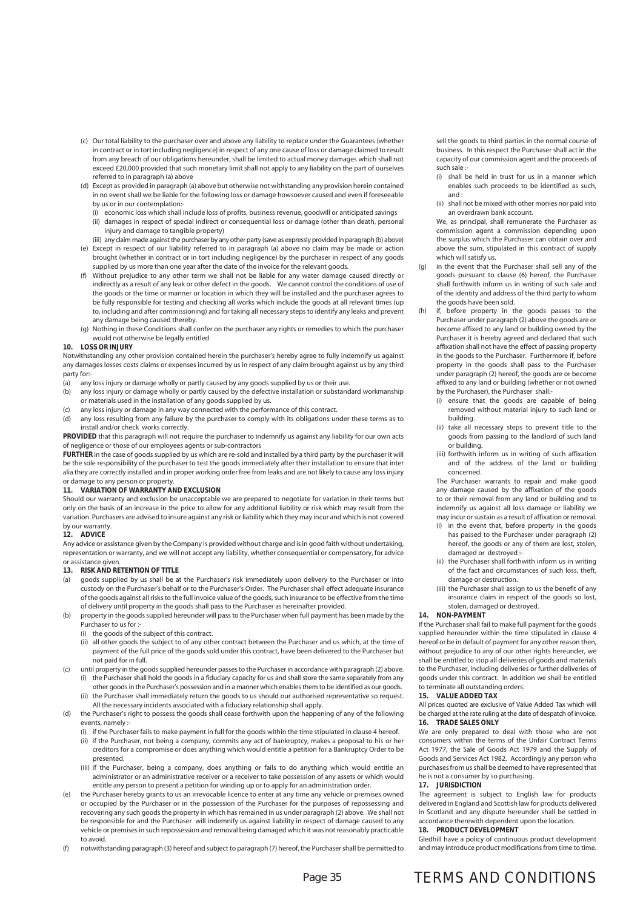(c) Our total liability to the purchaser over and above any liability to replace under the Guarantees (whether in contract or in tort including negligence) in respect of any one cause of loss or damage claimed to result from any breach of our obligations hereunder, shall be limited to actual money damages which shall not exceed £20,000 provided that such monetary limit shall not apply to any liability on the part of ourselves referred to in paragraph (a) above

(d) Except as provided in paragraph (a) above but otherwise not withstanding any provision herein contained in no event shall we be liable for the following loss or damage howsoever caused and even if foreseeable by us or in our contemplation:-

(i) economic loss which shall include loss of profits, business revenue, goodwill or anticipated savings

(ii) damages in respect of special indirect or consequential loss or damage (other than death, personal injury and damage to tangible property)

(iii) any claim made against the purchaser by any other party (save as expressly provided in paragraph (b) above)

(e) Except in respect of our liability referred to in paragraph (a) above no claim may be made or action brought (whether in contract or in tort including negligence) by the purchaser in respect of any goods supplied by us more than one year after the date of the invoice for the relevant goods.

(f) Without prejudice to any other term we shall not be liable for any water damage caused directly or indirectly as a result of any leak or other defect in the goods. We cannot control the conditions of use of the goods or the time or manner or location in which they will be installed and the purchaser agrees to be fully responsible for testing and checking all works which include the goods at all relevant times (up to, including and after commissioning) and for taking all necessary steps to identify any leaks and prevent any damage being caused thereby.

(g) Nothing in these Conditions shall confer on the purchaser any rights or remedies to which the purchaser would not otherwise be legally entitled

**10. LOSS OR INJURY**

Notwithstanding any other provision contained herein the purchaser's hereby agree to fully indemnify us against any damages losses costs claims or expenses incurred by us in respect of any claim brought against us by any third party for:-

(a) any loss injury or damage wholly or partly caused by any goods supplied by us or their use.

(b) any loss injury or damage wholly or partly caused by the defective installation or substandard workmanship or materials used in the installation of any goods supplied by us.

(c) any loss injury or damage in any way connected with the performance of this contract.

(d) any loss resulting from any failure by the purchaser to comply with its obligations under these terms as to install and/or check works correctly.

**PROVIDED** that this paragraph will not require the purchaser to indemnify us against any liability for our own acts of negligence or those of our employees agents or sub-contractors

**FURTHER** in the case of goods supplied by us which are re-sold and installed by a third party by the purchaser it will be the sole responsibility of the purchaser to test the goods immediately after their installation to ensure that inter alia they are correctly installed and in proper working order free from leaks and are not likely to cause any loss injury or damage to any person or property.

**11. VARIATION OF WARRANTY AND EXCLUSION**

Should our warranty and exclusion be unacceptable we are prepared to negotiate for variation in their terms but only on the basis of an increase in the price to allow for any additional liability or risk which may result from the variation. Purchasers are advised to insure against any risk or liability which they may incur and which is not covered by our warranty.

**12. ADVICE**

Any advice or assistance given by the Company is provided without charge and is in good faith without undertaking, representation or warranty, and we will not accept any liability, whether consequential or compensatory, for advice or assistance given.

**13. RISK AND RETENTION OF TITLE**

(a) goods supplied by us shall be at the Purchaser's risk immediately upon delivery to the Purchaser or into custody on the Purchaser's behalf or to the Purchaser's Order. The Purchaser shall effect adequate insurance of the goods against all risks to the full invoice value of the goods, such insurance to be effective from the time of delivery until property in the goods shall pass to the Purchaser as hereinafter provided.

(b) property in the goods supplied hereunder will pass to the Purchaser when full payment has been made by the Purchaser to us for :-

(i) the goods of the subject of this contract.

(ii) all other goods the subject to of any other contract between the Purchaser and us which, at the time of payment of the full price of the goods sold under this contract, have been delivered to the Purchaser but not paid for in full.

(c) until property in the goods supplied hereunder passes to the Purchaser in accordance with paragraph (2) above.

(i) the Purchaser shall hold the goods in a fiduciary capacity for us and shall store the same separately from any other goods in the Purchaser's possession and in a manner which enables them to be identified as our goods.

(ii) the Purchaser shall immediately return the goods to us should our authorised representative so request. All the necessary incidents associated with a fiduciary relationship shall apply.

(d) the Purchaser's right to possess the goods shall cease forthwith upon the happening of any of the following events, namely :-

(i) if the Purchaser fails to make payment in full for the goods within the time stipulated in clause 4 hereof.

(ii) if the Purchaser, not being a company, commits any act of bankruptcy, makes a proposal to his or her creditors for a compromise or does anything which would entitle a petition for a Bankruptcy Order to be presented.

(iii) if the Purchaser, being a company, does anything or fails to do anything which would entitle an administrator or an administrative receiver or a receiver to take possession of any assets or which would entitle any person to present a petition for winding up or to apply for an administration order.

(e) the Purchaser hereby grants to us an irrevocable licence to enter at any time any vehicle or premises owned or occupied by the Purchaser or in the possession of the Purchaser for the purposes of repossessing and recovering any such goods the property in which has remained in us under paragraph (2) above. We shall not be responsible for and the Purchaser will indemnify us against liability in respect of damage caused to any vehicle or premises in such repossession and removal being damaged which it was not reasonably practicable to avoid.

(f) notwithstanding paragraph (3) hereof and subject to paragraph (7) hereof, the Purchaser shall be permitted to sell the goods to third parties in the normal course of business. In this respect the Purchaser shall act in the capacity of our commission agent and the proceeds of such sale :-

(i) shall be held in trust for us in a manner which enables such proceeds to be identified as such, and :

(ii) shall not be mixed with other monies nor paid into an overdrawn bank account.

We, as principal, shall remunerate the Purchaser as commission agent a commission depending upon the surplus which the Purchaser can obtain over and above the sum, stipulated in this contract of supply which will satisfy us.

(g) in the event that the Purchaser shall sell any of the goods pursuant to clause (6) hereof, the Purchaser shall forthwith inform us in writing of such sale and of the identity and address of the third party to whom the goods have been sold.

(h) if, before property in the goods passes to the Purchaser under paragraph (2) above the goods are or become affixed to any land or building owned by the Purchaser it is hereby agreed and declared that such affixation shall not have the effect of passing property in the goods to the Purchaser. Furthermore if, before property in the goods shall pass to the Purchaser under paragraph (2) hereof, the goods are or become affixed to any land or building (whether or not owned by the Purchaser), the Purchaser shall:-

(i) ensure that the goods are capable of being removed without material injury to such land or building.

(ii) take all necessary steps to prevent title to the goods from passing to the landlord of such land or building.

(iii) forthwith inform us in writing of such affixation and of the address of the land or building concerned.

The Purchaser warrants to repair and make good any damage caused by the affixation of the goods to or their removal from any land or building and to indemnify us against all loss damage or liability we may incur or sustain as a result of affixation or removal.

(i) in the event that, before property in the goods has passed to the Purchaser under paragraph (2) hereof, the goods or any of them are lost, stolen, damaged or destroyed :-

(ii) the Purchaser shall forthwith inform us in writing of the fact and circumstances of such loss, theft, damage or destruction.

(iii) the Purchaser shall assign to us the benefit of any insurance claim in respect of the goods so lost, stolen, damaged or destroyed.

**14. NON-PAYMENT**

If the Purchaser shall fail to make full payment for the goods supplied hereunder within the time stipulated in clause 4 hereof or be in default of payment for any other reason then, without prejudice to any of our other rights hereunder, we shall be entitled to stop all deliveries of goods and materials to the Purchaser, including deliveries or further deliveries of goods under this contract. In addition we shall be entitled to terminate all outstanding orders.

**15. VALUE ADDED TAX**

All prices quoted are exclusive of Value Added Tax which will be charged at the rate ruling at the date of despatch of invoice.

**16. TRADE SALES ONLY**

We are only prepared to deal with those who are not consumers within the terms of the Unfair Contract Terms Act 1977, the Sale of Goods Act 1979 and the Supply of Goods and Services Act 1982. Accordingly any person who purchases from us shall be deemed to have represented that he is not a consumer by so purchasing.

**17. JURISDICTION**

The agreement is subject to English law for products delivered in England and Scottish law for products delivered in Scotland and any dispute hereunder shall be settled in accordance therewith dependent upon the location.

**18. PRODUCT DEVELOPMENT**

Gledhill have a policy of continuous product development and may introduce product modifications from time to time.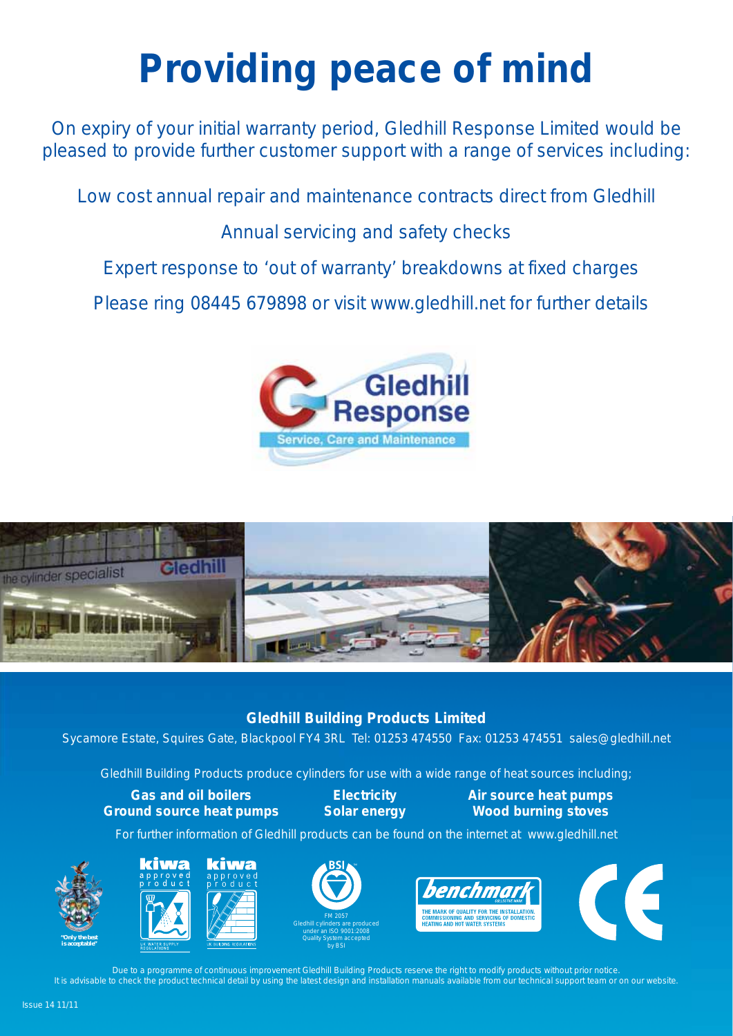# Providing peace of mind

On expiry of your initial warranty period, Gledhill Response Limited would be pleased to provide further customer support with a range of services including:

Low cost annual repair and maintenance contracts direct from Gledhill

Annual servicing and safety checks

Expert response to 'out of warranty' breakdowns at fixed charges

Please ring 08445 679898 or visit www.gledhill.net for further details

Gledhill Response

Service, Care and Maintenance

**Gledhill Building Products Limited**

Sycamore Estate, Squires Gate, Blackpool FY4 3RL Tel: 01253 474550 Fax: 01253 474551 sales@gledhill.net

Gledhill Building Products produce cylinders for use with a wide range of heat sources including;

**Gas and oil boilers**
**Ground source heat pumps**
**Electricity**
**Solar energy**
**Air source heat pumps**
**Wood burning stoves**

For further information of Gledhill products can be found on the internet at www.gledhill.net

"Only the best is acceptable"

kiwa approved product — UK WATER SUPPLY REGULATIONS

kiwa approved product — UK BUILDING REGULATIONS

BSI FM 2057 Gledhill cylinders are produced under an ISO 9001:2008 Quality System accepted by BSI

benchmark — THE MARK OF QUALITY FOR THE INSTALLATION, COMMISSIONING AND SERVICING OF DOMESTIC HEATING AND HOT WATER SYSTEMS

CE

Due to a programme of continuous improvement Gledhill Building Products reserve the right to modify products without prior notice.
It is advisable to check the product technical detail by using the latest design and installation manuals available from our technical support team or on our website.

Issue 14 11/11